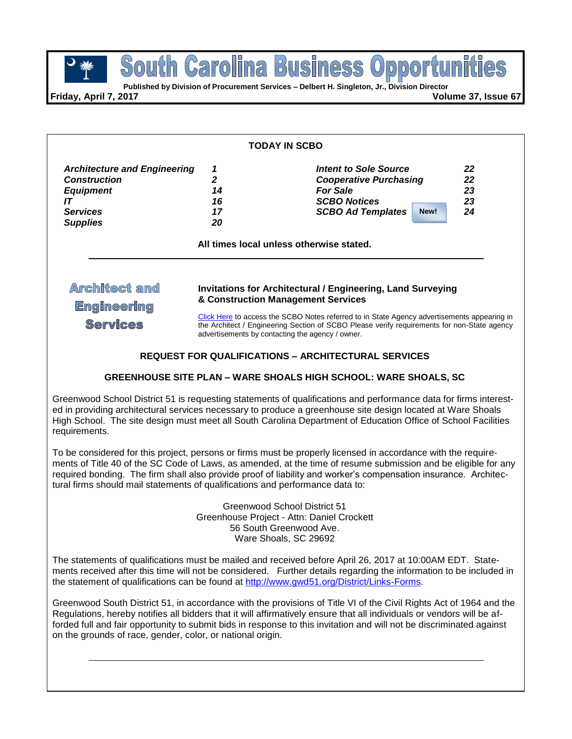# South Carolina Business Opportunities

**Published by Division of Procurement Services – Delbert H. Singleton, Jr., Division Director**

**Friday, April 7, 2017** **Volume 37, Issue 67**

## TODAY IN SCBO

| | | | |
|---|---|---|---|
| ***Architecture and Engineering*** | ***1*** | ***Intent to Sole Source*** | ***22*** |
| ***Construction*** | ***2*** | ***Cooperative Purchasing*** | ***22*** |
| ***Equipment*** | ***14*** | ***For Sale*** | ***23*** |
| ***IT*** | ***16*** | ***SCBO Notices*** | ***23*** |
| ***Services*** | ***17*** | ***SCBO Ad Templates*** **New!** | ***24*** |
| ***Supplies*** | ***20*** | | |

**All times local unless otherwise stated.**

## Architect and Engineering Services

**Invitations for Architectural / Engineering, Land Surveying & Construction Management Services**

Click Here to access the SCBO Notes referred to in State Agency advertisements appearing in the Architect / Engineering Section of SCBO Please verify requirements for non-State agency advertisements by contacting the agency / owner.

### REQUEST FOR QUALIFICATIONS – ARCHITECTURAL SERVICES

### GREENHOUSE SITE PLAN – WARE SHOALS HIGH SCHOOL: WARE SHOALS, SC

Greenwood School District 51 is requesting statements of qualifications and performance data for firms interested in providing architectural services necessary to produce a greenhouse site design located at Ware Shoals High School. The site design must meet all South Carolina Department of Education Office of School Facilities requirements.

To be considered for this project, persons or firms must be properly licensed in accordance with the requirements of Title 40 of the SC Code of Laws, as amended, at the time of resume submission and be eligible for any required bonding. The firm shall also provide proof of liability and worker's compensation insurance. Architectural firms should mail statements of qualifications and performance data to:

Greenwood School District 51
Greenhouse Project - Attn: Daniel Crockett
56 South Greenwood Ave.
Ware Shoals, SC 29692

The statements of qualifications must be mailed and received before April 26, 2017 at 10:00AM EDT. Statements received after this time will not be considered. Further details regarding the information to be included in the statement of qualifications can be found at http://www.gwd51.org/District/Links-Forms.

Greenwood South District 51, in accordance with the provisions of Title VI of the Civil Rights Act of 1964 and the Regulations, hereby notifies all bidders that it will affirmatively ensure that all individuals or vendors will be afforded full and fair opportunity to submit bids in response to this invitation and will not be discriminated against on the grounds of race, gender, color, or national origin.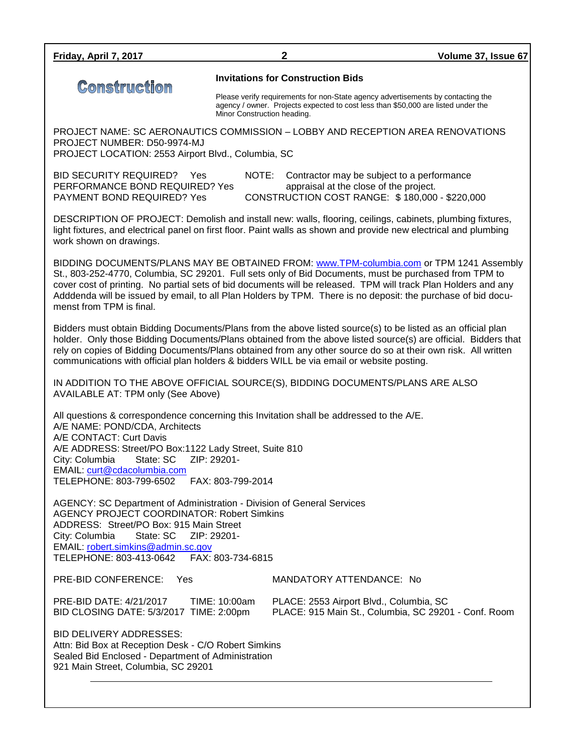## Construction

### Invitations for Construction Bids

Please verify requirements for non-State agency advertisements by contacting the agency / owner. Projects expected to cost less than $50,000 are listed under the Minor Construction heading.

PROJECT NAME: SC AERONAUTICS COMMISSION – LOBBY AND RECEPTION AREA RENOVATIONS
PROJECT NUMBER: D50-9974-MJ
PROJECT LOCATION: 2553 Airport Blvd., Columbia, SC

BID SECURITY REQUIRED? Yes
PERFORMANCE BOND REQUIRED? Yes
PAYMENT BOND REQUIRED? Yes

NOTE: Contractor may be subject to a performance appraisal at the close of the project.
CONSTRUCTION COST RANGE: $ 180,000 - $220,000

DESCRIPTION OF PROJECT: Demolish and install new: walls, flooring, ceilings, cabinets, plumbing fixtures, light fixtures, and electrical panel on first floor. Paint walls as shown and provide new electrical and plumbing work shown on drawings.

BIDDING DOCUMENTS/PLANS MAY BE OBTAINED FROM: www.TPM-columbia.com or TPM 1241 Assembly St., 803-252-4770, Columbia, SC 29201. Full sets only of Bid Documents, must be purchased from TPM to cover cost of printing. No partial sets of bid documents will be released. TPM will track Plan Holders and any Adddenda will be issued by email, to all Plan Holders by TPM. There is no deposit: the purchase of bid documenst from TPM is final.

Bidders must obtain Bidding Documents/Plans from the above listed source(s) to be listed as an official plan holder. Only those Bidding Documents/Plans obtained from the above listed source(s) are official. Bidders that rely on copies of Bidding Documents/Plans obtained from any other source do so at their own risk. All written communications with official plan holders & bidders WILL be via email or website posting.

IN ADDITION TO THE ABOVE OFFICIAL SOURCE(S), BIDDING DOCUMENTS/PLANS ARE ALSO AVAILABLE AT: TPM only (See Above)

All questions & correspondence concerning this Invitation shall be addressed to the A/E.
A/E NAME: POND/CDA, Architects
A/E CONTACT: Curt Davis
A/E ADDRESS: Street/PO Box:1122 Lady Street, Suite 810
City: Columbia State: SC ZIP: 29201-
EMAIL: curt@cdacolumbia.com
TELEPHONE: 803-799-6502 FAX: 803-799-2014

AGENCY: SC Department of Administration - Division of General Services
AGENCY PROJECT COORDINATOR: Robert Simkins
ADDRESS: Street/PO Box: 915 Main Street
City: Columbia State: SC ZIP: 29201-
EMAIL: robert.simkins@admin.sc.gov
TELEPHONE: 803-413-0642 FAX: 803-734-6815

PRE-BID CONFERENCE: Yes MANDATORY ATTENDANCE: No

PRE-BID DATE: 4/21/2017 TIME: 10:00am PLACE: 2553 Airport Blvd., Columbia, SC
BID CLOSING DATE: 5/3/2017 TIME: 2:00pm PLACE: 915 Main St., Columbia, SC 29201 - Conf. Room

BID DELIVERY ADDRESSES:
Attn: Bid Box at Reception Desk - C/O Robert Simkins
Sealed Bid Enclosed - Department of Administration
921 Main Street, Columbia, SC 29201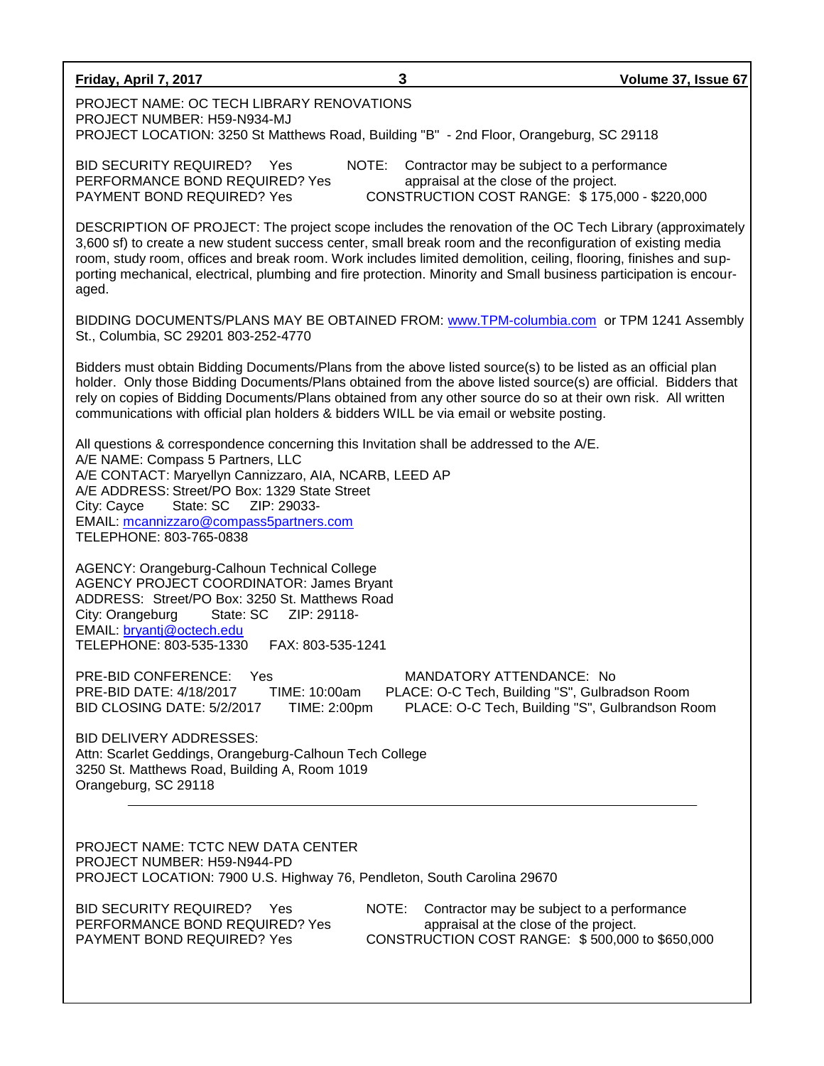PROJECT NAME: OC TECH LIBRARY RENOVATIONS
PROJECT NUMBER: H59-N934-MJ
PROJECT LOCATION: 3250 St Matthews Road, Building "B" - 2nd Floor, Orangeburg, SC 29118

BID SECURITY REQUIRED? Yes
PERFORMANCE BOND REQUIRED? Yes
PAYMENT BOND REQUIRED? Yes

NOTE: Contractor may be subject to a performance appraisal at the close of the project.
CONSTRUCTION COST RANGE: $ 175,000 - $220,000

DESCRIPTION OF PROJECT: The project scope includes the renovation of the OC Tech Library (approximately 3,600 sf) to create a new student success center, small break room and the reconfiguration of existing media room, study room, offices and break room. Work includes limited demolition, ceiling, flooring, finishes and supporting mechanical, electrical, plumbing and fire protection. Minority and Small business participation is encouraged.

BIDDING DOCUMENTS/PLANS MAY BE OBTAINED FROM: www.TPM-columbia.com or TPM 1241 Assembly St., Columbia, SC 29201 803-252-4770

Bidders must obtain Bidding Documents/Plans from the above listed source(s) to be listed as an official plan holder. Only those Bidding Documents/Plans obtained from the above listed source(s) are official. Bidders that rely on copies of Bidding Documents/Plans obtained from any other source do so at their own risk. All written communications with official plan holders & bidders WILL be via email or website posting.

All questions & correspondence concerning this Invitation shall be addressed to the A/E.
A/E NAME: Compass 5 Partners, LLC
A/E CONTACT: Maryellyn Cannizzaro, AIA, NCARB, LEED AP
A/E ADDRESS: Street/PO Box: 1329 State Street
City: Cayce State: SC ZIP: 29033-
EMAIL: mcannizzaro@compass5partners.com
TELEPHONE: 803-765-0838

AGENCY: Orangeburg-Calhoun Technical College
AGENCY PROJECT COORDINATOR: James Bryant
ADDRESS: Street/PO Box: 3250 St. Matthews Road
City: Orangeburg State: SC ZIP: 29118-
EMAIL: bryantj@octech.edu
TELEPHONE: 803-535-1330 FAX: 803-535-1241

PRE-BID CONFERENCE: Yes MANDATORY ATTENDANCE: No
PRE-BID DATE: 4/18/2017 TIME: 10:00am PLACE: O-C Tech, Building "S", Gulbradson Room
BID CLOSING DATE: 5/2/2017 TIME: 2:00pm PLACE: O-C Tech, Building "S", Gulbrandson Room

BID DELIVERY ADDRESSES:
Attn: Scarlet Geddings, Orangeburg-Calhoun Tech College
3250 St. Matthews Road, Building A, Room 1019
Orangeburg, SC 29118

---

PROJECT NAME: TCTC NEW DATA CENTER
PROJECT NUMBER: H59-N944-PD
PROJECT LOCATION: 7900 U.S. Highway 76, Pendleton, South Carolina 29670

BID SECURITY REQUIRED? Yes
PERFORMANCE BOND REQUIRED? Yes
PAYMENT BOND REQUIRED? Yes

NOTE: Contractor may be subject to a performance appraisal at the close of the project.
CONSTRUCTION COST RANGE: $ 500,000 to $650,000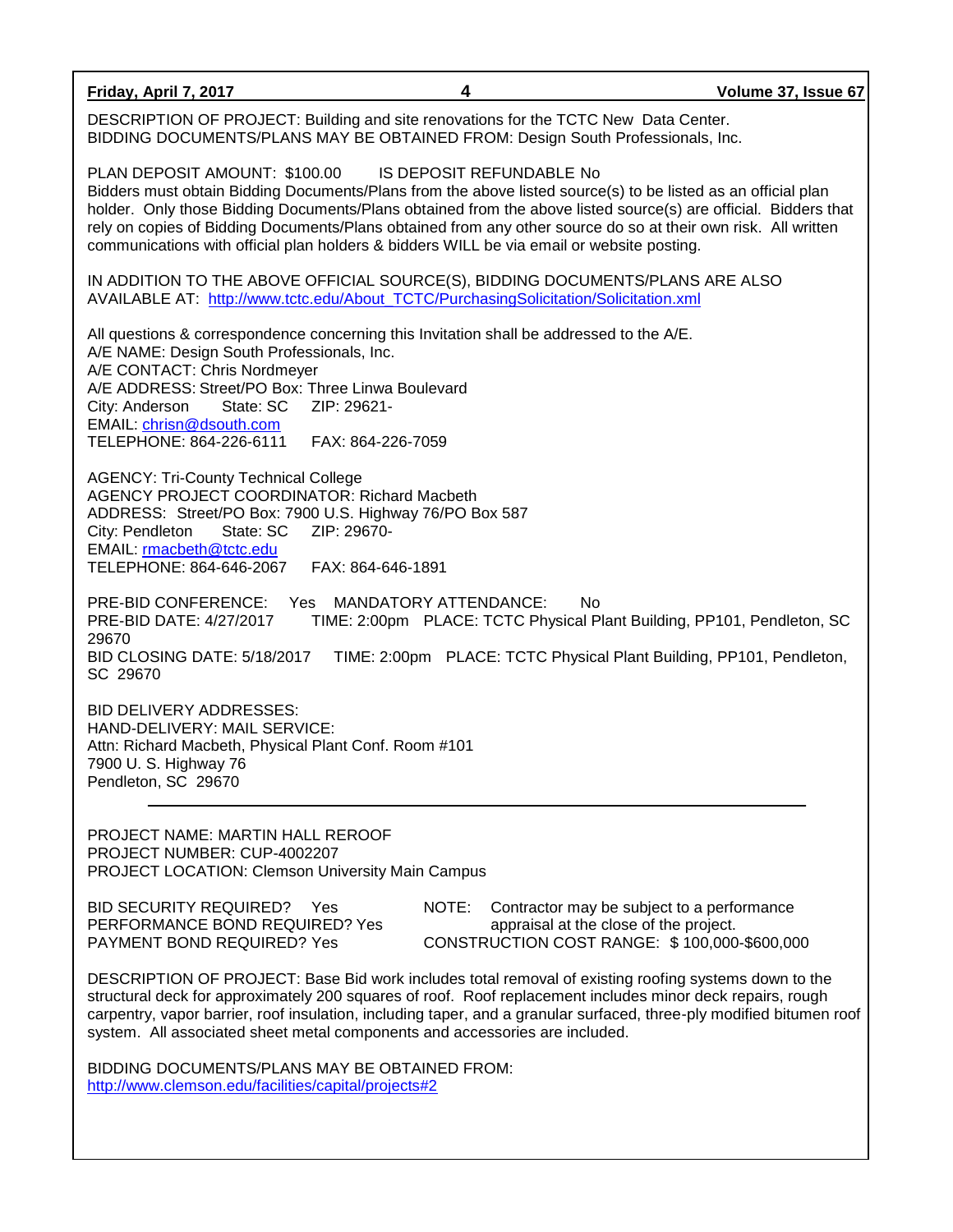DESCRIPTION OF PROJECT: Building and site renovations for the TCTC New Data Center.
BIDDING DOCUMENTS/PLANS MAY BE OBTAINED FROM: Design South Professionals, Inc.

PLAN DEPOSIT AMOUNT: $100.00  IS DEPOSIT REFUNDABLE No
Bidders must obtain Bidding Documents/Plans from the above listed source(s) to be listed as an official plan holder. Only those Bidding Documents/Plans obtained from the above listed source(s) are official. Bidders that rely on copies of Bidding Documents/Plans obtained from any other source do so at their own risk. All written communications with official plan holders & bidders WILL be via email or website posting.

IN ADDITION TO THE ABOVE OFFICIAL SOURCE(S), BIDDING DOCUMENTS/PLANS ARE ALSO AVAILABLE AT: [http://www.tctc.edu/About_TCTC/PurchasingSolicitation/Solicitation.xml](http://www.tctc.edu/About_TCTC/PurchasingSolicitation/Solicitation.xml)

All questions & correspondence concerning this Invitation shall be addressed to the A/E.
A/E NAME: Design South Professionals, Inc.
A/E CONTACT: Chris Nordmeyer
A/E ADDRESS: Street/PO Box: Three Linwa Boulevard
City: Anderson  State: SC  ZIP: 29621-
EMAIL: chrisn@dsouth.com
TELEPHONE: 864-226-6111  FAX: 864-226-7059

AGENCY: Tri-County Technical College
AGENCY PROJECT COORDINATOR: Richard Macbeth
ADDRESS: Street/PO Box: 7900 U.S. Highway 76/PO Box 587
City: Pendleton  State: SC  ZIP: 29670-
EMAIL: rmacbeth@tctc.edu
TELEPHONE: 864-646-2067  FAX: 864-646-1891

PRE-BID CONFERENCE: Yes  MANDATORY ATTENDANCE: No
PRE-BID DATE: 4/27/2017  TIME: 2:00pm  PLACE: TCTC Physical Plant Building, PP101, Pendleton, SC 29670
BID CLOSING DATE: 5/18/2017  TIME: 2:00pm  PLACE: TCTC Physical Plant Building, PP101, Pendleton, SC 29670

BID DELIVERY ADDRESSES:
HAND-DELIVERY: MAIL SERVICE:
Attn: Richard Macbeth, Physical Plant Conf. Room #101
7900 U. S. Highway 76
Pendleton, SC 29670

---

PROJECT NAME: MARTIN HALL REROOF
PROJECT NUMBER: CUP-4002207
PROJECT LOCATION: Clemson University Main Campus

BID SECURITY REQUIRED? Yes
PERFORMANCE BOND REQUIRED? Yes
PAYMENT BOND REQUIRED? Yes

NOTE: Contractor may be subject to a performance appraisal at the close of the project.
CONSTRUCTION COST RANGE: $ 100,000-$600,000

DESCRIPTION OF PROJECT: Base Bid work includes total removal of existing roofing systems down to the structural deck for approximately 200 squares of roof. Roof replacement includes minor deck repairs, rough carpentry, vapor barrier, roof insulation, including taper, and a granular surfaced, three-ply modified bitumen roof system. All associated sheet metal components and accessories are included.

BIDDING DOCUMENTS/PLANS MAY BE OBTAINED FROM:
[http://www.clemson.edu/facilities/capital/projects#2](http://www.clemson.edu/facilities/capital/projects#2)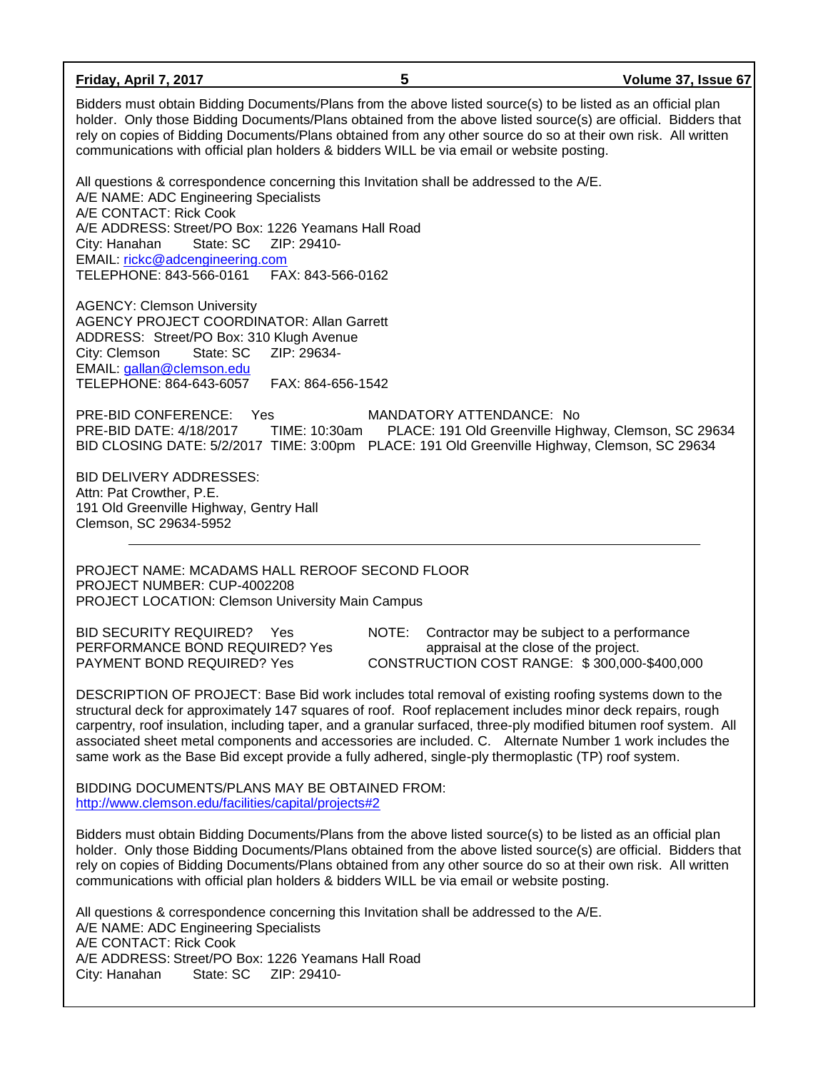Bidders must obtain Bidding Documents/Plans from the above listed source(s) to be listed as an official plan holder. Only those Bidding Documents/Plans obtained from the above listed source(s) are official. Bidders that rely on copies of Bidding Documents/Plans obtained from any other source do so at their own risk. All written communications with official plan holders & bidders WILL be via email or website posting.

All questions & correspondence concerning this Invitation shall be addressed to the A/E.
A/E NAME: ADC Engineering Specialists
A/E CONTACT: Rick Cook
A/E ADDRESS: Street/PO Box: 1226 Yeamans Hall Road
City: Hanahan State: SC ZIP: 29410-
EMAIL: rickc@adcengineering.com
TELEPHONE: 843-566-0161 FAX: 843-566-0162

AGENCY: Clemson University
AGENCY PROJECT COORDINATOR: Allan Garrett
ADDRESS: Street/PO Box: 310 Klugh Avenue
City: Clemson State: SC ZIP: 29634-
EMAIL: gallan@clemson.edu
TELEPHONE: 864-643-6057 FAX: 864-656-1542

PRE-BID CONFERENCE: Yes MANDATORY ATTENDANCE: No
PRE-BID DATE: 4/18/2017 TIME: 10:30am PLACE: 191 Old Greenville Highway, Clemson, SC 29634
BID CLOSING DATE: 5/2/2017 TIME: 3:00pm PLACE: 191 Old Greenville Highway, Clemson, SC 29634

BID DELIVERY ADDRESSES:
Attn: Pat Crowther, P.E.
191 Old Greenville Highway, Gentry Hall
Clemson, SC 29634-5952

---

PROJECT NAME: MCADAMS HALL REROOF SECOND FLOOR
PROJECT NUMBER: CUP-4002208
PROJECT LOCATION: Clemson University Main Campus

BID SECURITY REQUIRED? Yes
PERFORMANCE BOND REQUIRED? Yes
PAYMENT BOND REQUIRED? Yes

NOTE: Contractor may be subject to a performance appraisal at the close of the project.
CONSTRUCTION COST RANGE: $ 300,000-$400,000

DESCRIPTION OF PROJECT: Base Bid work includes total removal of existing roofing systems down to the structural deck for approximately 147 squares of roof. Roof replacement includes minor deck repairs, rough carpentry, roof insulation, including taper, and a granular surfaced, three-ply modified bitumen roof system. All associated sheet metal components and accessories are included. C. Alternate Number 1 work includes the same work as the Base Bid except provide a fully adhered, single-ply thermoplastic (TP) roof system.

BIDDING DOCUMENTS/PLANS MAY BE OBTAINED FROM:
http://www.clemson.edu/facilities/capital/projects#2

Bidders must obtain Bidding Documents/Plans from the above listed source(s) to be listed as an official plan holder. Only those Bidding Documents/Plans obtained from the above listed source(s) are official. Bidders that rely on copies of Bidding Documents/Plans obtained from any other source do so at their own risk. All written communications with official plan holders & bidders WILL be via email or website posting.

All questions & correspondence concerning this Invitation shall be addressed to the A/E.
A/E NAME: ADC Engineering Specialists
A/E CONTACT: Rick Cook
A/E ADDRESS: Street/PO Box: 1226 Yeamans Hall Road
City: Hanahan State: SC ZIP: 29410-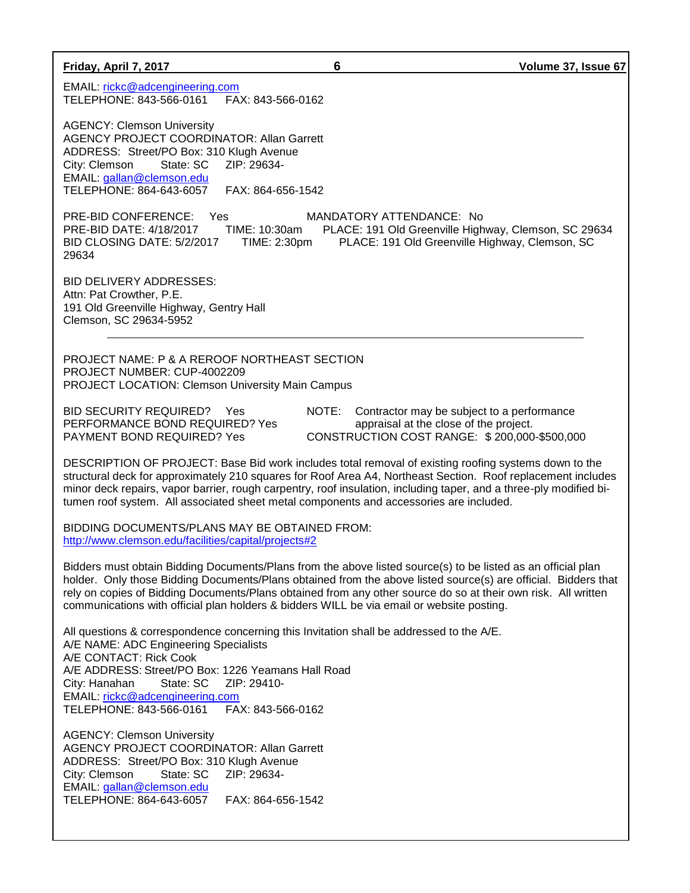EMAIL: rickc@adcengineering.com
TELEPHONE: 843-566-0161 FAX: 843-566-0162

AGENCY: Clemson University
AGENCY PROJECT COORDINATOR: Allan Garrett
ADDRESS: Street/PO Box: 310 Klugh Avenue
City: Clemson State: SC ZIP: 29634-
EMAIL: gallan@clemson.edu
TELEPHONE: 864-643-6057 FAX: 864-656-1542

PRE-BID CONFERENCE: Yes MANDATORY ATTENDANCE: No
PRE-BID DATE: 4/18/2017 TIME: 10:30am PLACE: 191 Old Greenville Highway, Clemson, SC 29634
BID CLOSING DATE: 5/2/2017 TIME: 2:30pm PLACE: 191 Old Greenville Highway, Clemson, SC 29634

BID DELIVERY ADDRESSES:
Attn: Pat Crowther, P.E.
191 Old Greenville Highway, Gentry Hall
Clemson, SC 29634-5952

---

PROJECT NAME: P & A REROOF NORTHEAST SECTION
PROJECT NUMBER: CUP-4002209
PROJECT LOCATION: Clemson University Main Campus

BID SECURITY REQUIRED? Yes
PERFORMANCE BOND REQUIRED? Yes
PAYMENT BOND REQUIRED? Yes

NOTE: Contractor may be subject to a performance appraisal at the close of the project.
CONSTRUCTION COST RANGE: $ 200,000-$500,000

DESCRIPTION OF PROJECT: Base Bid work includes total removal of existing roofing systems down to the structural deck for approximately 210 squares for Roof Area A4, Northeast Section. Roof replacement includes minor deck repairs, vapor barrier, rough carpentry, roof insulation, including taper, and a three-ply modified bitumen roof system. All associated sheet metal components and accessories are included.

BIDDING DOCUMENTS/PLANS MAY BE OBTAINED FROM:
http://www.clemson.edu/facilities/capital/projects#2

Bidders must obtain Bidding Documents/Plans from the above listed source(s) to be listed as an official plan holder. Only those Bidding Documents/Plans obtained from the above listed source(s) are official. Bidders that rely on copies of Bidding Documents/Plans obtained from any other source do so at their own risk. All written communications with official plan holders & bidders WILL be via email or website posting.

All questions & correspondence concerning this Invitation shall be addressed to the A/E.
A/E NAME: ADC Engineering Specialists
A/E CONTACT: Rick Cook
A/E ADDRESS: Street/PO Box: 1226 Yeamans Hall Road
City: Hanahan State: SC ZIP: 29410-
EMAIL: rickc@adcengineering.com
TELEPHONE: 843-566-0161 FAX: 843-566-0162

AGENCY: Clemson University
AGENCY PROJECT COORDINATOR: Allan Garrett
ADDRESS: Street/PO Box: 310 Klugh Avenue
City: Clemson State: SC ZIP: 29634-
EMAIL: gallan@clemson.edu
TELEPHONE: 864-643-6057 FAX: 864-656-1542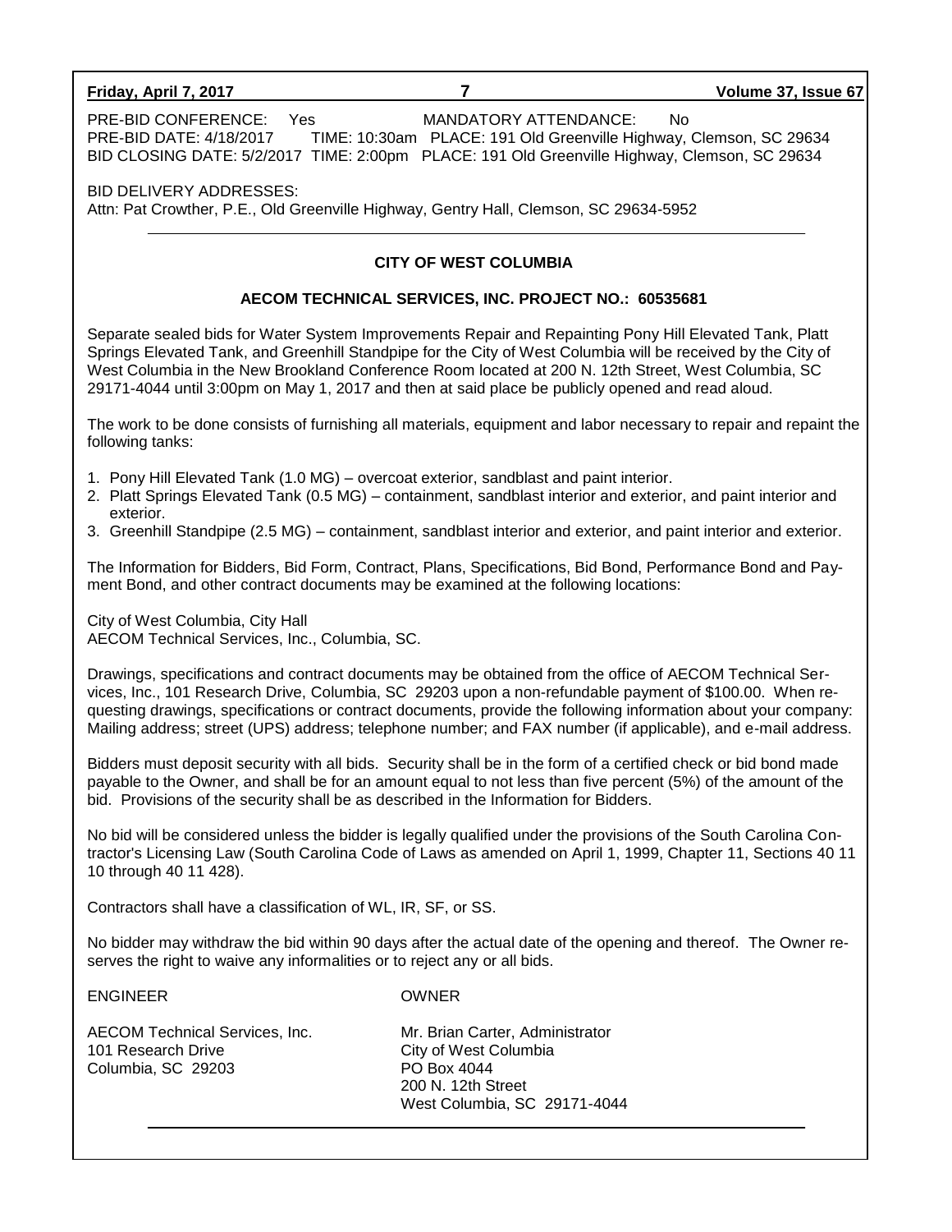PRE-BID CONFERENCE: Yes MANDATORY ATTENDANCE: No
PRE-BID DATE: 4/18/2017 TIME: 10:30am PLACE: 191 Old Greenville Highway, Clemson, SC 29634
BID CLOSING DATE: 5/2/2017 TIME: 2:00pm PLACE: 191 Old Greenville Highway, Clemson, SC 29634

BID DELIVERY ADDRESSES:
Attn: Pat Crowther, P.E., Old Greenville Highway, Gentry Hall, Clemson, SC 29634-5952

---

**CITY OF WEST COLUMBIA**

**AECOM TECHNICAL SERVICES, INC. PROJECT NO.: 60535681**

Separate sealed bids for Water System Improvements Repair and Repainting Pony Hill Elevated Tank, Platt Springs Elevated Tank, and Greenhill Standpipe for the City of West Columbia will be received by the City of West Columbia in the New Brookland Conference Room located at 200 N. 12th Street, West Columbia, SC 29171-4044 until 3:00pm on May 1, 2017 and then at said place be publicly opened and read aloud.

The work to be done consists of furnishing all materials, equipment and labor necessary to repair and repaint the following tanks:

1. Pony Hill Elevated Tank (1.0 MG) – overcoat exterior, sandblast and paint interior.
2. Platt Springs Elevated Tank (0.5 MG) – containment, sandblast interior and exterior, and paint interior and exterior.
3. Greenhill Standpipe (2.5 MG) – containment, sandblast interior and exterior, and paint interior and exterior.

The Information for Bidders, Bid Form, Contract, Plans, Specifications, Bid Bond, Performance Bond and Payment Bond, and other contract documents may be examined at the following locations:

City of West Columbia, City Hall
AECOM Technical Services, Inc., Columbia, SC.

Drawings, specifications and contract documents may be obtained from the office of AECOM Technical Services, Inc., 101 Research Drive, Columbia, SC 29203 upon a non-refundable payment of $100.00. When requesting drawings, specifications or contract documents, provide the following information about your company: Mailing address; street (UPS) address; telephone number; and FAX number (if applicable), and e-mail address.

Bidders must deposit security with all bids. Security shall be in the form of a certified check or bid bond made payable to the Owner, and shall be for an amount equal to not less than five percent (5%) of the amount of the bid. Provisions of the security shall be as described in the Information for Bidders.

No bid will be considered unless the bidder is legally qualified under the provisions of the South Carolina Contractor's Licensing Law (South Carolina Code of Laws as amended on April 1, 1999, Chapter 11, Sections 40 11 10 through 40 11 428).

Contractors shall have a classification of WL, IR, SF, or SS.

No bidder may withdraw the bid within 90 days after the actual date of the opening and thereof. The Owner reserves the right to waive any informalities or to reject any or all bids.

ENGINEER

AECOM Technical Services, Inc.
101 Research Drive
Columbia, SC 29203

OWNER

Mr. Brian Carter, Administrator
City of West Columbia
PO Box 4044
200 N. 12th Street
West Columbia, SC 29171-4044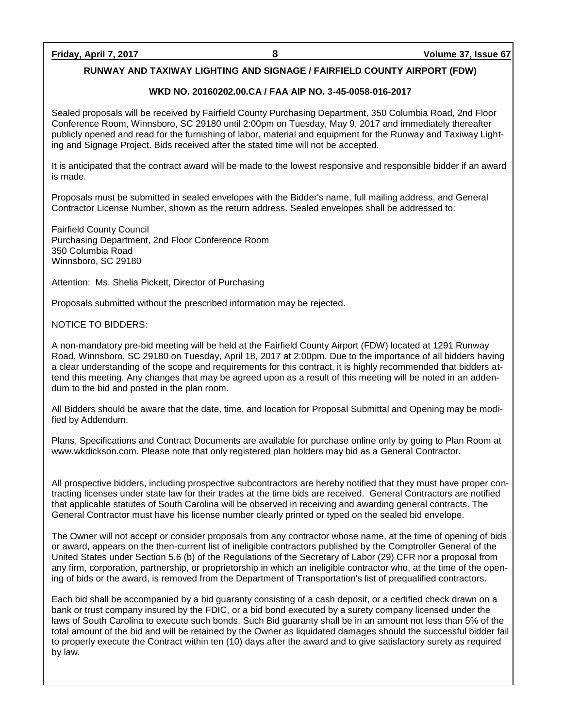**RUNWAY AND TAXIWAY LIGHTING AND SIGNAGE / FAIRFIELD COUNTY AIRPORT (FDW)**

**WKD NO. 20160202.00.CA / FAA AIP NO. 3-45-0058-016-2017**

Sealed proposals will be received by Fairfield County Purchasing Department, 350 Columbia Road, 2nd Floor Conference Room, Winnsboro, SC 29180 until 2:00pm on Tuesday, May 9, 2017 and immediately thereafter publicly opened and read for the furnishing of labor, material and equipment for the Runway and Taxiway Lighting and Signage Project. Bids received after the stated time will not be accepted.

It is anticipated that the contract award will be made to the lowest responsive and responsible bidder if an award is made.

Proposals must be submitted in sealed envelopes with the Bidder's name, full mailing address, and General Contractor License Number, shown as the return address. Sealed envelopes shall be addressed to:

Fairfield County Council
Purchasing Department, 2nd Floor Conference Room
350 Columbia Road
Winnsboro, SC 29180

Attention: Ms. Shelia Pickett, Director of Purchasing

Proposals submitted without the prescribed information may be rejected.

NOTICE TO BIDDERS:

A non-mandatory pre-bid meeting will be held at the Fairfield County Airport (FDW) located at 1291 Runway Road, Winnsboro, SC 29180 on Tuesday, April 18, 2017 at 2:00pm. Due to the importance of all bidders having a clear understanding of the scope and requirements for this contract, it is highly recommended that bidders attend this meeting. Any changes that may be agreed upon as a result of this meeting will be noted in an addendum to the bid and posted in the plan room.

All Bidders should be aware that the date, time, and location for Proposal Submittal and Opening may be modified by Addendum.

Plans, Specifications and Contract Documents are available for purchase online only by going to Plan Room at www.wkdickson.com. Please note that only registered plan holders may bid as a General Contractor.

All prospective bidders, including prospective subcontractors are hereby notified that they must have proper contracting licenses under state law for their trades at the time bids are received. General Contractors are notified that applicable statutes of South Carolina will be observed in receiving and awarding general contracts. The General Contractor must have his license number clearly printed or typed on the sealed bid envelope.

The Owner will not accept or consider proposals from any contractor whose name, at the time of opening of bids or award, appears on the then-current list of ineligible contractors published by the Comptroller General of the United States under Section 5.6 (b) of the Regulations of the Secretary of Labor (29) CFR nor a proposal from any firm, corporation, partnership, or proprietorship in which an ineligible contractor who, at the time of the opening of bids or the award, is removed from the Department of Transportation's list of prequalified contractors.

Each bid shall be accompanied by a bid guaranty consisting of a cash deposit, or a certified check drawn on a bank or trust company insured by the FDIC, or a bid bond executed by a surety company licensed under the laws of South Carolina to execute such bonds. Such Bid guaranty shall be in an amount not less than 5% of the total amount of the bid and will be retained by the Owner as liquidated damages should the successful bidder fail to properly execute the Contract within ten (10) days after the award and to give satisfactory surety as required by law.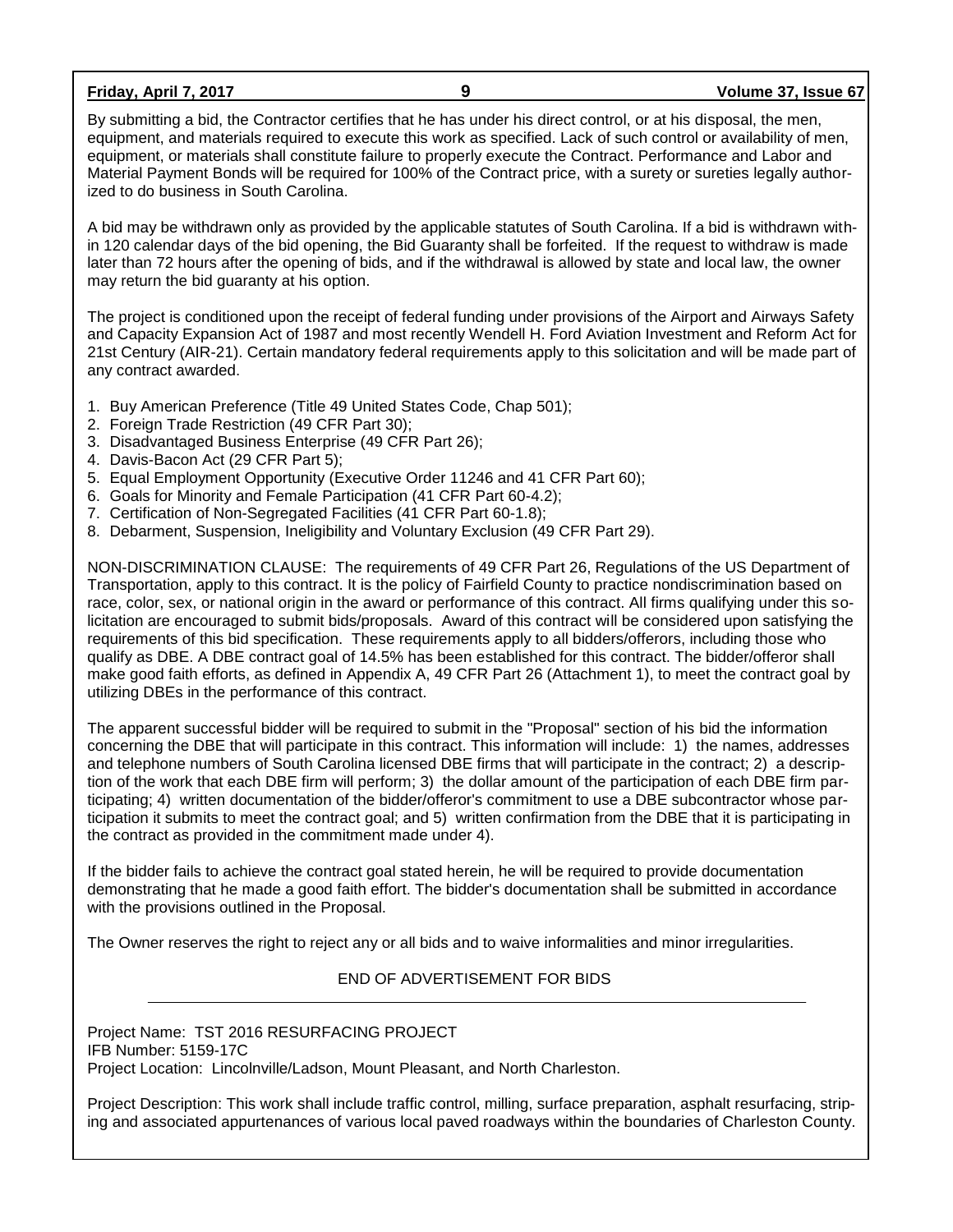By submitting a bid, the Contractor certifies that he has under his direct control, or at his disposal, the men, equipment, and materials required to execute this work as specified. Lack of such control or availability of men, equipment, or materials shall constitute failure to properly execute the Contract. Performance and Labor and Material Payment Bonds will be required for 100% of the Contract price, with a surety or sureties legally authorized to do business in South Carolina.

A bid may be withdrawn only as provided by the applicable statutes of South Carolina. If a bid is withdrawn within 120 calendar days of the bid opening, the Bid Guaranty shall be forfeited. If the request to withdraw is made later than 72 hours after the opening of bids, and if the withdrawal is allowed by state and local law, the owner may return the bid guaranty at his option.

The project is conditioned upon the receipt of federal funding under provisions of the Airport and Airways Safety and Capacity Expansion Act of 1987 and most recently Wendell H. Ford Aviation Investment and Reform Act for 21st Century (AIR-21). Certain mandatory federal requirements apply to this solicitation and will be made part of any contract awarded.

1. Buy American Preference (Title 49 United States Code, Chap 501);
2. Foreign Trade Restriction (49 CFR Part 30);
3. Disadvantaged Business Enterprise (49 CFR Part 26);
4. Davis-Bacon Act (29 CFR Part 5);
5. Equal Employment Opportunity (Executive Order 11246 and 41 CFR Part 60);
6. Goals for Minority and Female Participation (41 CFR Part 60-4.2);
7. Certification of Non-Segregated Facilities (41 CFR Part 60-1.8);
8. Debarment, Suspension, Ineligibility and Voluntary Exclusion (49 CFR Part 29).

NON-DISCRIMINATION CLAUSE: The requirements of 49 CFR Part 26, Regulations of the US Department of Transportation, apply to this contract. It is the policy of Fairfield County to practice nondiscrimination based on race, color, sex, or national origin in the award or performance of this contract. All firms qualifying under this solicitation are encouraged to submit bids/proposals. Award of this contract will be considered upon satisfying the requirements of this bid specification. These requirements apply to all bidders/offerors, including those who qualify as DBE. A DBE contract goal of 14.5% has been established for this contract. The bidder/offeror shall make good faith efforts, as defined in Appendix A, 49 CFR Part 26 (Attachment 1), to meet the contract goal by utilizing DBEs in the performance of this contract.

The apparent successful bidder will be required to submit in the "Proposal" section of his bid the information concerning the DBE that will participate in this contract. This information will include: 1) the names, addresses and telephone numbers of South Carolina licensed DBE firms that will participate in the contract; 2) a description of the work that each DBE firm will perform; 3) the dollar amount of the participation of each DBE firm participating; 4) written documentation of the bidder/offeror's commitment to use a DBE subcontractor whose participation it submits to meet the contract goal; and 5) written confirmation from the DBE that it is participating in the contract as provided in the commitment made under 4).

If the bidder fails to achieve the contract goal stated herein, he will be required to provide documentation demonstrating that he made a good faith effort. The bidder's documentation shall be submitted in accordance with the provisions outlined in the Proposal.

The Owner reserves the right to reject any or all bids and to waive informalities and minor irregularities.

END OF ADVERTISEMENT FOR BIDS

---

Project Name: TST 2016 RESURFACING PROJECT
IFB Number: 5159-17C
Project Location: Lincolnville/Ladson, Mount Pleasant, and North Charleston.

Project Description: This work shall include traffic control, milling, surface preparation, asphalt resurfacing, striping and associated appurtenances of various local paved roadways within the boundaries of Charleston County.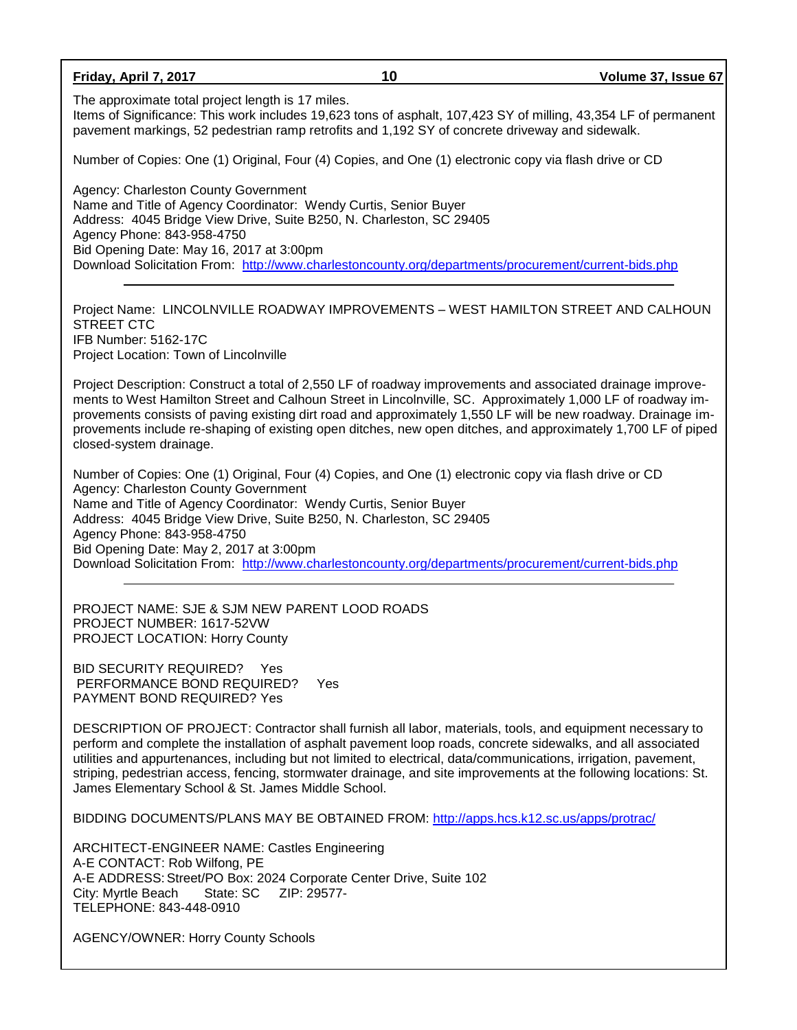The approximate total project length is 17 miles.
Items of Significance: This work includes 19,623 tons of asphalt, 107,423 SY of milling, 43,354 LF of permanent pavement markings, 52 pedestrian ramp retrofits and 1,192 SY of concrete driveway and sidewalk.

Number of Copies: One (1) Original, Four (4) Copies, and One (1) electronic copy via flash drive or CD

Agency: Charleston County Government
Name and Title of Agency Coordinator: Wendy Curtis, Senior Buyer
Address: 4045 Bridge View Drive, Suite B250, N. Charleston, SC 29405
Agency Phone: 843-958-4750
Bid Opening Date: May 16, 2017 at 3:00pm
Download Solicitation From: http://www.charlestoncounty.org/departments/procurement/current-bids.php

---

Project Name: LINCOLNVILLE ROADWAY IMPROVEMENTS – WEST HAMILTON STREET AND CALHOUN STREET CTC
IFB Number: 5162-17C
Project Location: Town of Lincolnville

Project Description: Construct a total of 2,550 LF of roadway improvements and associated drainage improvements to West Hamilton Street and Calhoun Street in Lincolnville, SC. Approximately 1,000 LF of roadway improvements consists of paving existing dirt road and approximately 1,550 LF will be new roadway. Drainage improvements include re-shaping of existing open ditches, new open ditches, and approximately 1,700 LF of piped closed-system drainage.

Number of Copies: One (1) Original, Four (4) Copies, and One (1) electronic copy via flash drive or CD
Agency: Charleston County Government
Name and Title of Agency Coordinator: Wendy Curtis, Senior Buyer
Address: 4045 Bridge View Drive, Suite B250, N. Charleston, SC 29405
Agency Phone: 843-958-4750
Bid Opening Date: May 2, 2017 at 3:00pm
Download Solicitation From: http://www.charlestoncounty.org/departments/procurement/current-bids.php

---

PROJECT NAME: SJE & SJM NEW PARENT LOOD ROADS
PROJECT NUMBER: 1617-52VW
PROJECT LOCATION: Horry County

BID SECURITY REQUIRED? Yes
PERFORMANCE BOND REQUIRED? Yes
PAYMENT BOND REQUIRED? Yes

DESCRIPTION OF PROJECT: Contractor shall furnish all labor, materials, tools, and equipment necessary to perform and complete the installation of asphalt pavement loop roads, concrete sidewalks, and all associated utilities and appurtenances, including but not limited to electrical, data/communications, irrigation, pavement, striping, pedestrian access, fencing, stormwater drainage, and site improvements at the following locations: St. James Elementary School & St. James Middle School.

BIDDING DOCUMENTS/PLANS MAY BE OBTAINED FROM: http://apps.hcs.k12.sc.us/apps/protrac/

ARCHITECT-ENGINEER NAME: Castles Engineering
A-E CONTACT: Rob Wilfong, PE
A-E ADDRESS: Street/PO Box: 2024 Corporate Center Drive, Suite 102
City: Myrtle Beach State: SC ZIP: 29577-
TELEPHONE: 843-448-0910

AGENCY/OWNER: Horry County Schools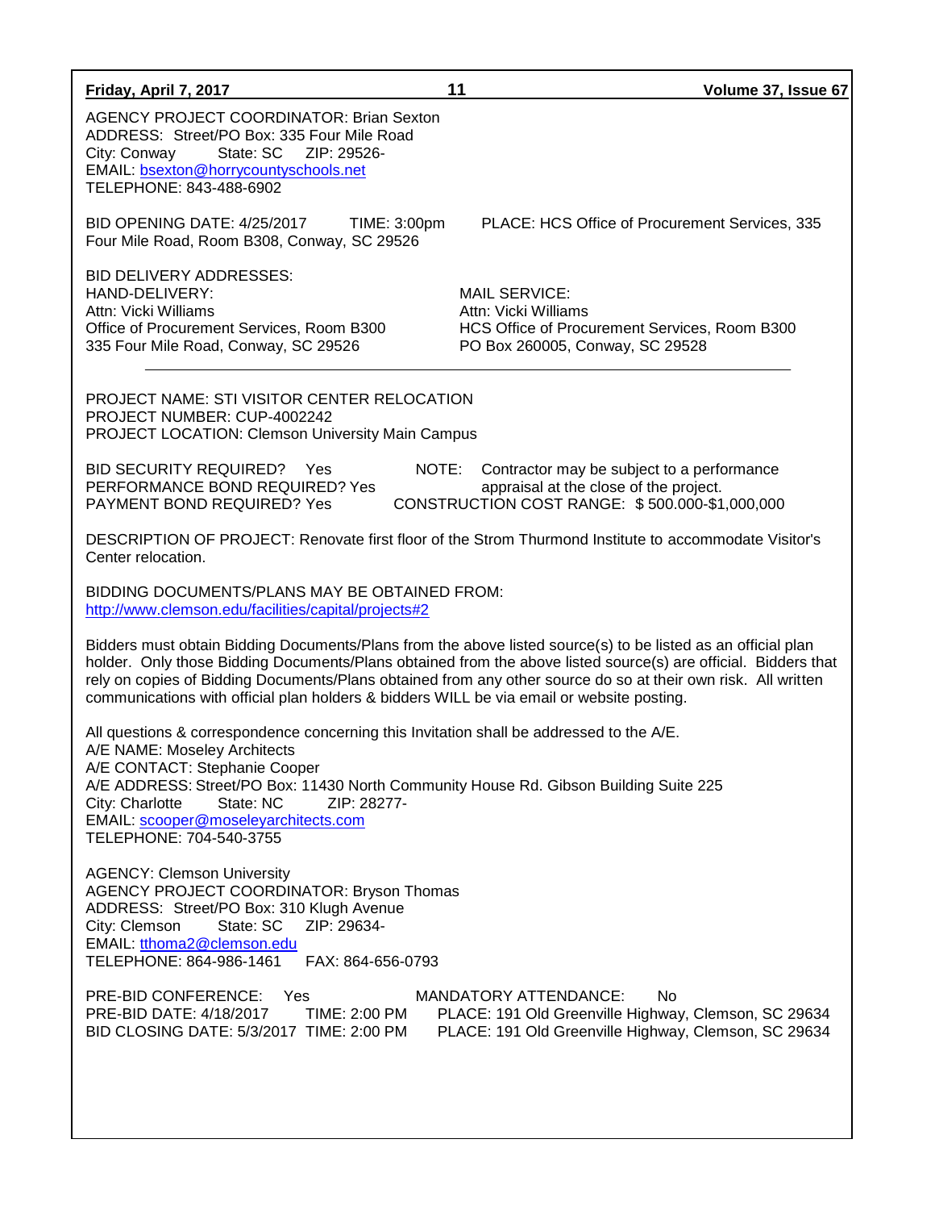AGENCY PROJECT COORDINATOR: Brian Sexton
ADDRESS: Street/PO Box: 335 Four Mile Road
City: Conway State: SC ZIP: 29526-
EMAIL: bsexton@horrycountyschools.net
TELEPHONE: 843-488-6902

BID OPENING DATE: 4/25/2017 TIME: 3:00pm PLACE: HCS Office of Procurement Services, 335 Four Mile Road, Room B308, Conway, SC 29526

BID DELIVERY ADDRESSES:

HAND-DELIVERY:
Attn: Vicki Williams
Office of Procurement Services, Room B300
335 Four Mile Road, Conway, SC 29526

MAIL SERVICE:
Attn: Vicki Williams
HCS Office of Procurement Services, Room B300
PO Box 260005, Conway, SC 29528

---

PROJECT NAME: STI VISITOR CENTER RELOCATION
PROJECT NUMBER: CUP-4002242
PROJECT LOCATION: Clemson University Main Campus

BID SECURITY REQUIRED? Yes
PERFORMANCE BOND REQUIRED? Yes
PAYMENT BOND REQUIRED? Yes

NOTE: Contractor may be subject to a performance appraisal at the close of the project.
CONSTRUCTION COST RANGE: $ 500.000-$1,000,000

DESCRIPTION OF PROJECT: Renovate first floor of the Strom Thurmond Institute to accommodate Visitor's Center relocation.

BIDDING DOCUMENTS/PLANS MAY BE OBTAINED FROM:
http://www.clemson.edu/facilities/capital/projects#2

Bidders must obtain Bidding Documents/Plans from the above listed source(s) to be listed as an official plan holder. Only those Bidding Documents/Plans obtained from the above listed source(s) are official. Bidders that rely on copies of Bidding Documents/Plans obtained from any other source do so at their own risk. All written communications with official plan holders & bidders WILL be via email or website posting.

All questions & correspondence concerning this Invitation shall be addressed to the A/E.
A/E NAME: Moseley Architects
A/E CONTACT: Stephanie Cooper
A/E ADDRESS: Street/PO Box: 11430 North Community House Rd. Gibson Building Suite 225
City: Charlotte State: NC ZIP: 28277-
EMAIL: scooper@moseleyarchitects.com
TELEPHONE: 704-540-3755

AGENCY: Clemson University
AGENCY PROJECT COORDINATOR: Bryson Thomas
ADDRESS: Street/PO Box: 310 Klugh Avenue
City: Clemson State: SC ZIP: 29634-
EMAIL: tthoma2@clemson.edu
TELEPHONE: 864-986-1461 FAX: 864-656-0793

PRE-BID CONFERENCE: Yes MANDATORY ATTENDANCE: No
PRE-BID DATE: 4/18/2017 TIME: 2:00 PM PLACE: 191 Old Greenville Highway, Clemson, SC 29634
BID CLOSING DATE: 5/3/2017 TIME: 2:00 PM PLACE: 191 Old Greenville Highway, Clemson, SC 29634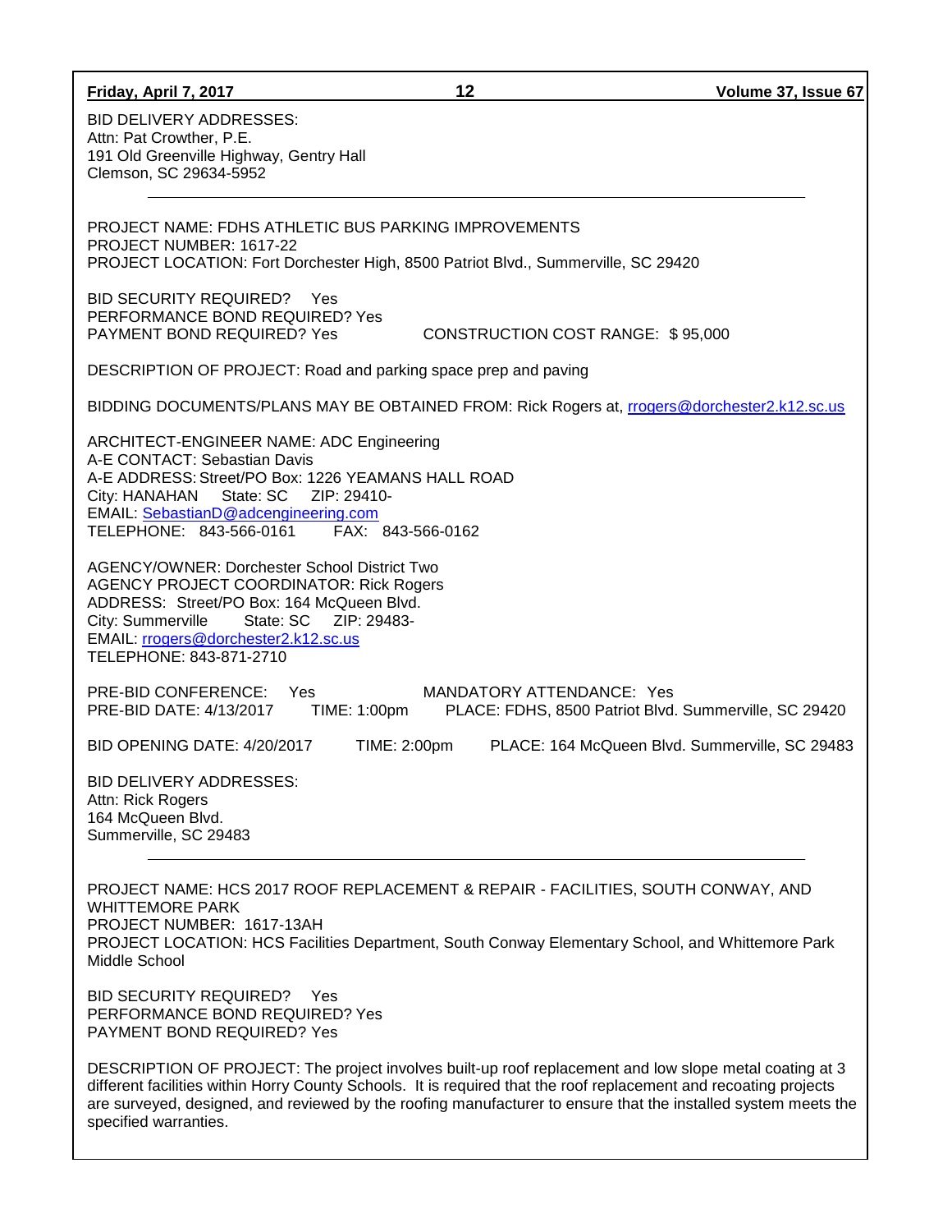BID DELIVERY ADDRESSES:
Attn: Pat Crowther, P.E.
191 Old Greenville Highway, Gentry Hall
Clemson, SC 29634-5952

---

PROJECT NAME: FDHS ATHLETIC BUS PARKING IMPROVEMENTS
PROJECT NUMBER: 1617-22
PROJECT LOCATION: Fort Dorchester High, 8500 Patriot Blvd., Summerville, SC 29420

BID SECURITY REQUIRED? Yes
PERFORMANCE BOND REQUIRED? Yes
PAYMENT BOND REQUIRED? Yes CONSTRUCTION COST RANGE: $ 95,000

DESCRIPTION OF PROJECT: Road and parking space prep and paving

BIDDING DOCUMENTS/PLANS MAY BE OBTAINED FROM: Rick Rogers at, rrogers@dorchester2.k12.sc.us

ARCHITECT-ENGINEER NAME: ADC Engineering
A-E CONTACT: Sebastian Davis
A-E ADDRESS: Street/PO Box: 1226 YEAMANS HALL ROAD
City: HANAHAN State: SC ZIP: 29410-
EMAIL: SebastianD@adcengineering.com
TELEPHONE: 843-566-0161 FAX: 843-566-0162

AGENCY/OWNER: Dorchester School District Two
AGENCY PROJECT COORDINATOR: Rick Rogers
ADDRESS: Street/PO Box: 164 McQueen Blvd.
City: Summerville State: SC ZIP: 29483-
EMAIL: rrogers@dorchester2.k12.sc.us
TELEPHONE: 843-871-2710

PRE-BID CONFERENCE: Yes MANDATORY ATTENDANCE: Yes
PRE-BID DATE: 4/13/2017 TIME: 1:00pm PLACE: FDHS, 8500 Patriot Blvd. Summerville, SC 29420

BID OPENING DATE: 4/20/2017 TIME: 2:00pm PLACE: 164 McQueen Blvd. Summerville, SC 29483

BID DELIVERY ADDRESSES:
Attn: Rick Rogers
164 McQueen Blvd.
Summerville, SC 29483

---

PROJECT NAME: HCS 2017 ROOF REPLACEMENT & REPAIR - FACILITIES, SOUTH CONWAY, AND WHITTEMORE PARK
PROJECT NUMBER: 1617-13AH
PROJECT LOCATION: HCS Facilities Department, South Conway Elementary School, and Whittemore Park Middle School

BID SECURITY REQUIRED? Yes
PERFORMANCE BOND REQUIRED? Yes
PAYMENT BOND REQUIRED? Yes

DESCRIPTION OF PROJECT: The project involves built-up roof replacement and low slope metal coating at 3 different facilities within Horry County Schools. It is required that the roof replacement and recoating projects are surveyed, designed, and reviewed by the roofing manufacturer to ensure that the installed system meets the specified warranties.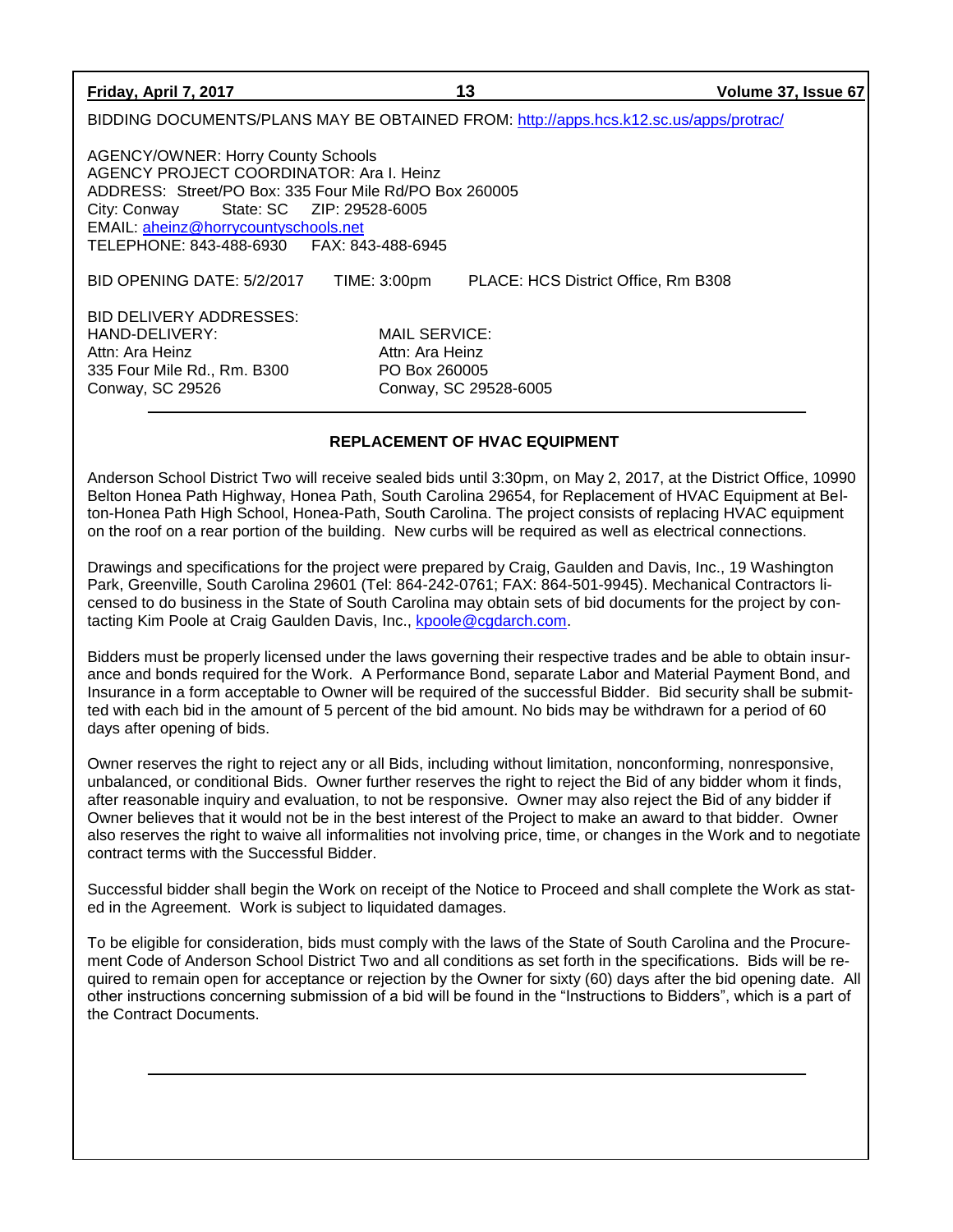BIDDING DOCUMENTS/PLANS MAY BE OBTAINED FROM: http://apps.hcs.k12.sc.us/apps/protrac/

AGENCY/OWNER: Horry County Schools
AGENCY PROJECT COORDINATOR: Ara I. Heinz
ADDRESS: Street/PO Box: 335 Four Mile Rd/PO Box 260005
City: Conway State: SC ZIP: 29528-6005
EMAIL: aheinz@horrycountyschools.net
TELEPHONE: 843-488-6930 FAX: 843-488-6945

BID OPENING DATE: 5/2/2017 TIME: 3:00pm PLACE: HCS District Office, Rm B308

BID DELIVERY ADDRESSES:

HAND-DELIVERY:
Attn: Ara Heinz
335 Four Mile Rd., Rm. B300
Conway, SC 29526

MAIL SERVICE:
Attn: Ara Heinz
PO Box 260005
Conway, SC 29528-6005

---

**REPLACEMENT OF HVAC EQUIPMENT**

Anderson School District Two will receive sealed bids until 3:30pm, on May 2, 2017, at the District Office, 10990 Belton Honea Path Highway, Honea Path, South Carolina 29654, for Replacement of HVAC Equipment at Belton-Honea Path High School, Honea-Path, South Carolina. The project consists of replacing HVAC equipment on the roof on a rear portion of the building. New curbs will be required as well as electrical connections.

Drawings and specifications for the project were prepared by Craig, Gaulden and Davis, Inc., 19 Washington Park, Greenville, South Carolina 29601 (Tel: 864-242-0761; FAX: 864-501-9945). Mechanical Contractors licensed to do business in the State of South Carolina may obtain sets of bid documents for the project by contacting Kim Poole at Craig Gaulden Davis, Inc., kpoole@cgdarch.com.

Bidders must be properly licensed under the laws governing their respective trades and be able to obtain insurance and bonds required for the Work. A Performance Bond, separate Labor and Material Payment Bond, and Insurance in a form acceptable to Owner will be required of the successful Bidder. Bid security shall be submitted with each bid in the amount of 5 percent of the bid amount. No bids may be withdrawn for a period of 60 days after opening of bids.

Owner reserves the right to reject any or all Bids, including without limitation, nonconforming, nonresponsive, unbalanced, or conditional Bids. Owner further reserves the right to reject the Bid of any bidder whom it finds, after reasonable inquiry and evaluation, to not be responsive. Owner may also reject the Bid of any bidder if Owner believes that it would not be in the best interest of the Project to make an award to that bidder. Owner also reserves the right to waive all informalities not involving price, time, or changes in the Work and to negotiate contract terms with the Successful Bidder.

Successful bidder shall begin the Work on receipt of the Notice to Proceed and shall complete the Work as stated in the Agreement. Work is subject to liquidated damages.

To be eligible for consideration, bids must comply with the laws of the State of South Carolina and the Procurement Code of Anderson School District Two and all conditions as set forth in the specifications. Bids will be required to remain open for acceptance or rejection by the Owner for sixty (60) days after the bid opening date. All other instructions concerning submission of a bid will be found in the "Instructions to Bidders", which is a part of the Contract Documents.

---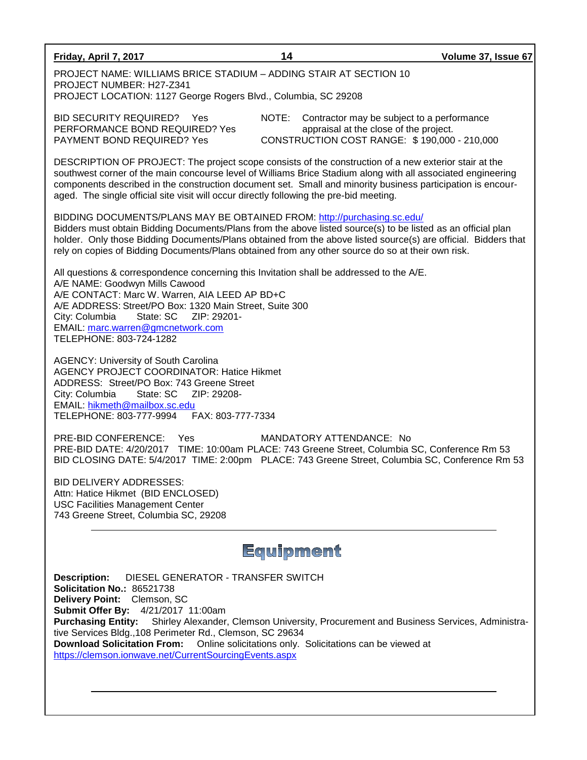PROJECT NAME: WILLIAMS BRICE STADIUM – ADDING STAIR AT SECTION 10
PROJECT NUMBER: H27-Z341
PROJECT LOCATION: 1127 George Rogers Blvd., Columbia, SC 29208

BID SECURITY REQUIRED? Yes
PERFORMANCE BOND REQUIRED? Yes
PAYMENT BOND REQUIRED? Yes

NOTE: Contractor may be subject to a performance appraisal at the close of the project.
CONSTRUCTION COST RANGE: $ 190,000 - 210,000

DESCRIPTION OF PROJECT: The project scope consists of the construction of a new exterior stair at the southwest corner of the main concourse level of Williams Brice Stadium along with all associated engineering components described in the construction document set. Small and minority business participation is encouraged. The single official site visit will occur directly following the pre-bid meeting.

BIDDING DOCUMENTS/PLANS MAY BE OBTAINED FROM: http://purchasing.sc.edu/
Bidders must obtain Bidding Documents/Plans from the above listed source(s) to be listed as an official plan holder. Only those Bidding Documents/Plans obtained from the above listed source(s) are official. Bidders that rely on copies of Bidding Documents/Plans obtained from any other source do so at their own risk.

All questions & correspondence concerning this Invitation shall be addressed to the A/E.
A/E NAME: Goodwyn Mills Cawood
A/E CONTACT: Marc W. Warren, AIA LEED AP BD+C
A/E ADDRESS: Street/PO Box: 1320 Main Street, Suite 300
City: Columbia State: SC ZIP: 29201-
EMAIL: marc.warren@gmcnetwork.com
TELEPHONE: 803-724-1282

AGENCY: University of South Carolina
AGENCY PROJECT COORDINATOR: Hatice Hikmet
ADDRESS: Street/PO Box: 743 Greene Street
City: Columbia State: SC ZIP: 29208-
EMAIL: hikmeth@mailbox.sc.edu
TELEPHONE: 803-777-9994 FAX: 803-777-7334

PRE-BID CONFERENCE: Yes MANDATORY ATTENDANCE: No
PRE-BID DATE: 4/20/2017 TIME: 10:00am PLACE: 743 Greene Street, Columbia SC, Conference Rm 53
BID CLOSING DATE: 5/4/2017 TIME: 2:00pm PLACE: 743 Greene Street, Columbia SC, Conference Rm 53

BID DELIVERY ADDRESSES:
Attn: Hatice Hikmet (BID ENCLOSED)
USC Facilities Management Center
743 Greene Street, Columbia SC, 29208

---

# Equipment

**Description:** DIESEL GENERATOR - TRANSFER SWITCH
**Solicitation No.:** 86521738
**Delivery Point:** Clemson, SC
**Submit Offer By:** 4/21/2017 11:00am
**Purchasing Entity:** Shirley Alexander, Clemson University, Procurement and Business Services, Administrative Services Bldg.,108 Perimeter Rd., Clemson, SC 29634
**Download Solicitation From:** Online solicitations only. Solicitations can be viewed at https://clemson.ionwave.net/CurrentSourcingEvents.aspx

---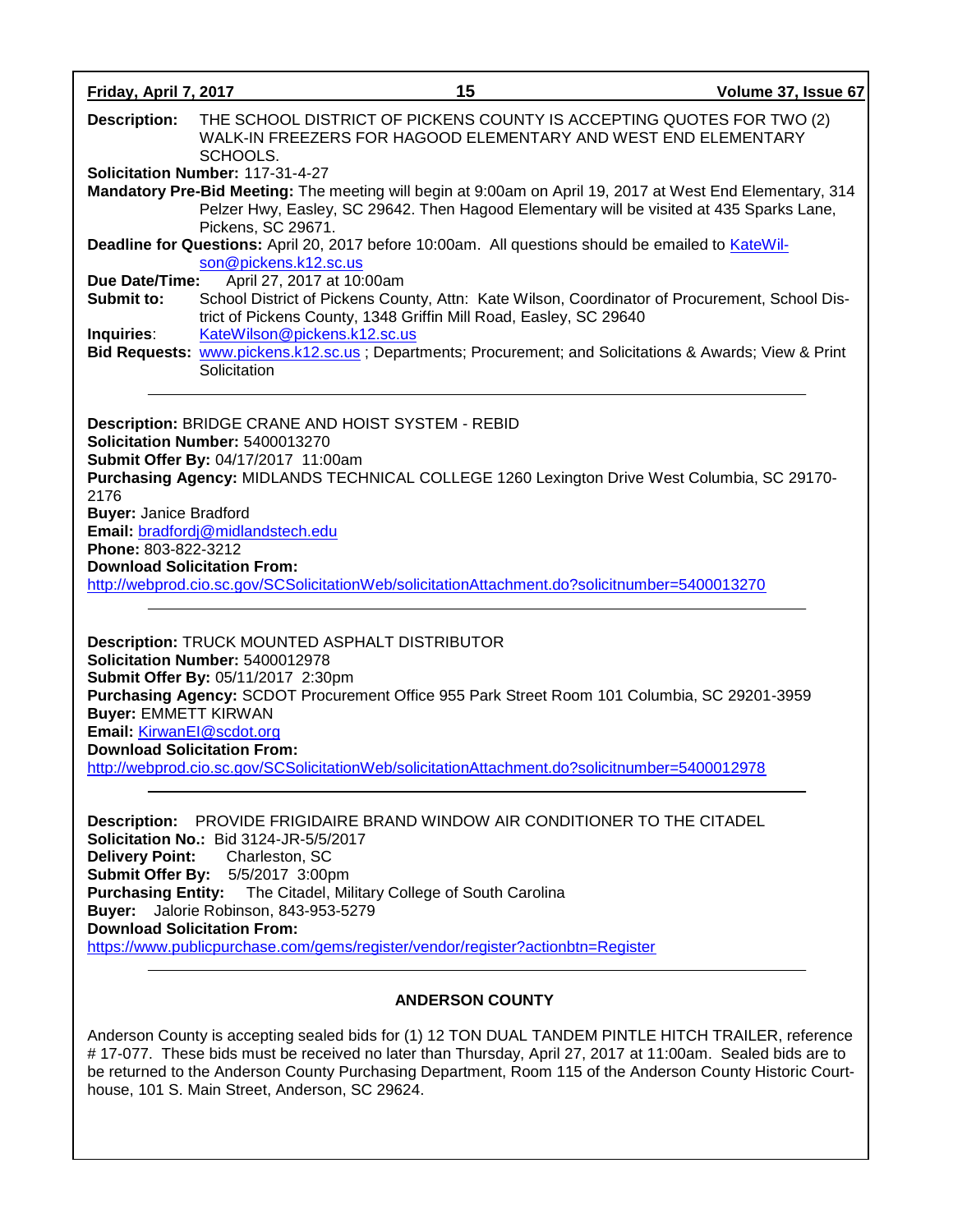**Description:** THE SCHOOL DISTRICT OF PICKENS COUNTY IS ACCEPTING QUOTES FOR TWO (2) WALK-IN FREEZERS FOR HAGOOD ELEMENTARY AND WEST END ELEMENTARY SCHOOLS.
**Solicitation Number:** 117-31-4-27
**Mandatory Pre-Bid Meeting:** The meeting will begin at 9:00am on April 19, 2017 at West End Elementary, 314 Pelzer Hwy, Easley, SC 29642. Then Hagood Elementary will be visited at 435 Sparks Lane, Pickens, SC 29671.
**Deadline for Questions:** April 20, 2017 before 10:00am. All questions should be emailed to KateWilson@pickens.k12.sc.us
**Due Date/Time:** April 27, 2017 at 10:00am
**Submit to:** School District of Pickens County, Attn: Kate Wilson, Coordinator of Procurement, School District of Pickens County, 1348 Griffin Mill Road, Easley, SC 29640
**Inquiries**: KateWilson@pickens.k12.sc.us
**Bid Requests:** www.pickens.k12.sc.us ; Departments; Procurement; and Solicitations & Awards; View & Print Solicitation

---

**Description:** BRIDGE CRANE AND HOIST SYSTEM - REBID
**Solicitation Number:** 5400013270
**Submit Offer By:** 04/17/2017 11:00am
**Purchasing Agency:** MIDLANDS TECHNICAL COLLEGE 1260 Lexington Drive West Columbia, SC 29170-2176
**Buyer:** Janice Bradford
**Email:** bradfordj@midlandstech.edu
**Phone:** 803-822-3212
**Download Solicitation From:**
http://webprod.cio.sc.gov/SCSolicitationWeb/solicitationAttachment.do?solicitnumber=5400013270

---

**Description:** TRUCK MOUNTED ASPHALT DISTRIBUTOR
**Solicitation Number:** 5400012978
**Submit Offer By:** 05/11/2017 2:30pm
**Purchasing Agency:** SCDOT Procurement Office 955 Park Street Room 101 Columbia, SC 29201-3959
**Buyer:** EMMETT KIRWAN
**Email:** KirwanEI@scdot.org
**Download Solicitation From:**
http://webprod.cio.sc.gov/SCSolicitationWeb/solicitationAttachment.do?solicitnumber=5400012978

---

**Description:** PROVIDE FRIGIDAIRE BRAND WINDOW AIR CONDITIONER TO THE CITADEL
**Solicitation No.:** Bid 3124-JR-5/5/2017
**Delivery Point:** Charleston, SC
**Submit Offer By:** 5/5/2017 3:00pm
**Purchasing Entity:** The Citadel, Military College of South Carolina
**Buyer:** Jalorie Robinson, 843-953-5279
**Download Solicitation From:**
https://www.publicpurchase.com/gems/register/vendor/register?actionbtn=Register

---

## ANDERSON COUNTY

Anderson County is accepting sealed bids for (1) 12 TON DUAL TANDEM PINTLE HITCH TRAILER, reference # 17-077. These bids must be received no later than Thursday, April 27, 2017 at 11:00am. Sealed bids are to be returned to the Anderson County Purchasing Department, Room 115 of the Anderson County Historic Courthouse, 101 S. Main Street, Anderson, SC 29624.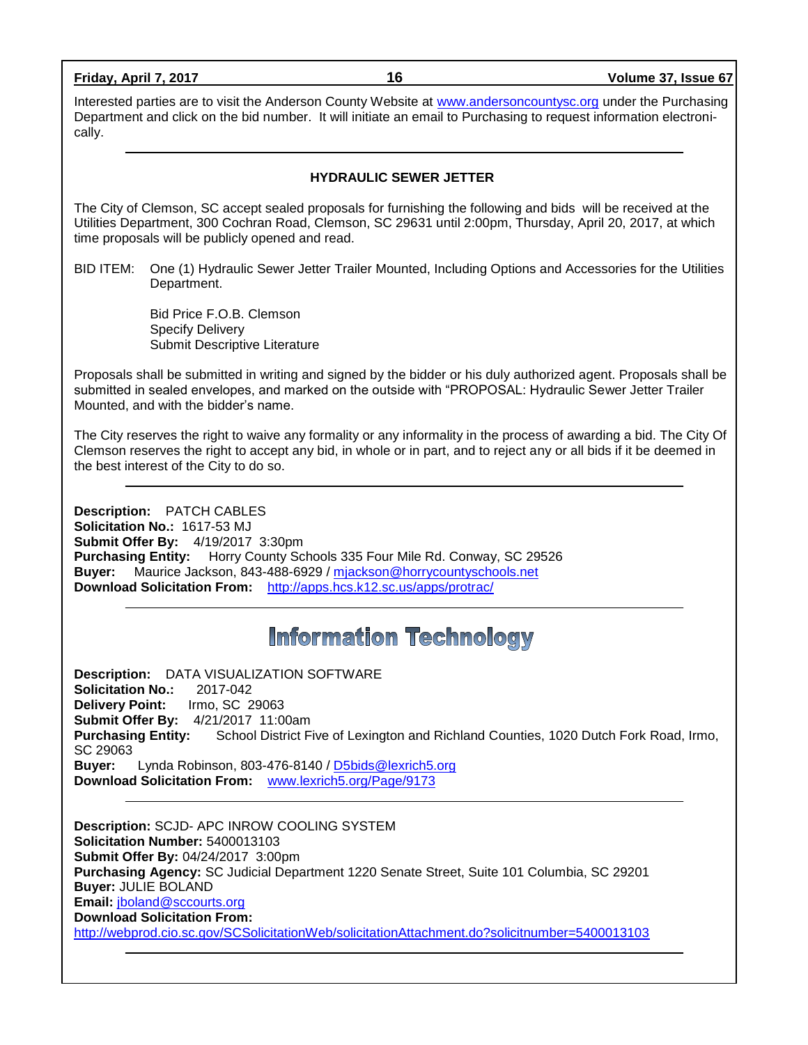Interested parties are to visit the Anderson County Website at www.andersoncountysc.org under the Purchasing Department and click on the bid number. It will initiate an email to Purchasing to request information electronically.

---

### HYDRAULIC SEWER JETTER

The City of Clemson, SC accept sealed proposals for furnishing the following and bids will be received at the Utilities Department, 300 Cochran Road, Clemson, SC 29631 until 2:00pm, Thursday, April 20, 2017, at which time proposals will be publicly opened and read.

BID ITEM: One (1) Hydraulic Sewer Jetter Trailer Mounted, Including Options and Accessories for the Utilities Department.

Bid Price F.O.B. Clemson
Specify Delivery
Submit Descriptive Literature

Proposals shall be submitted in writing and signed by the bidder or his duly authorized agent. Proposals shall be submitted in sealed envelopes, and marked on the outside with "PROPOSAL: Hydraulic Sewer Jetter Trailer Mounted, and with the bidder's name.

The City reserves the right to waive any formality or any informality in the process of awarding a bid. The City Of Clemson reserves the right to accept any bid, in whole or in part, and to reject any or all bids if it be deemed in the best interest of the City to do so.

---

**Description:** PATCH CABLES
**Solicitation No.:** 1617-53 MJ
**Submit Offer By:** 4/19/2017 3:30pm
**Purchasing Entity:** Horry County Schools 335 Four Mile Rd. Conway, SC 29526
**Buyer:** Maurice Jackson, 843-488-6929 / mjackson@horrycountyschools.net
**Download Solicitation From:** http://apps.hcs.k12.sc.us/apps/protrac/

---

## Information Technology

**Description:** DATA VISUALIZATION SOFTWARE
**Solicitation No.:** 2017-042
**Delivery Point:** Irmo, SC 29063
**Submit Offer By:** 4/21/2017 11:00am
**Purchasing Entity:** School District Five of Lexington and Richland Counties, 1020 Dutch Fork Road, Irmo, SC 29063
**Buyer:** Lynda Robinson, 803-476-8140 / D5bids@lexrich5.org
**Download Solicitation From:** www.lexrich5.org/Page/9173

---

**Description:** SCJD- APC INROW COOLING SYSTEM
**Solicitation Number:** 5400013103
**Submit Offer By:** 04/24/2017 3:00pm
**Purchasing Agency:** SC Judicial Department 1220 Senate Street, Suite 101 Columbia, SC 29201
**Buyer:** JULIE BOLAND
**Email:** jboland@sccourts.org
**Download Solicitation From:**
http://webprod.cio.sc.gov/SCSolicitationWeb/solicitationAttachment.do?solicitnumber=5400013103

---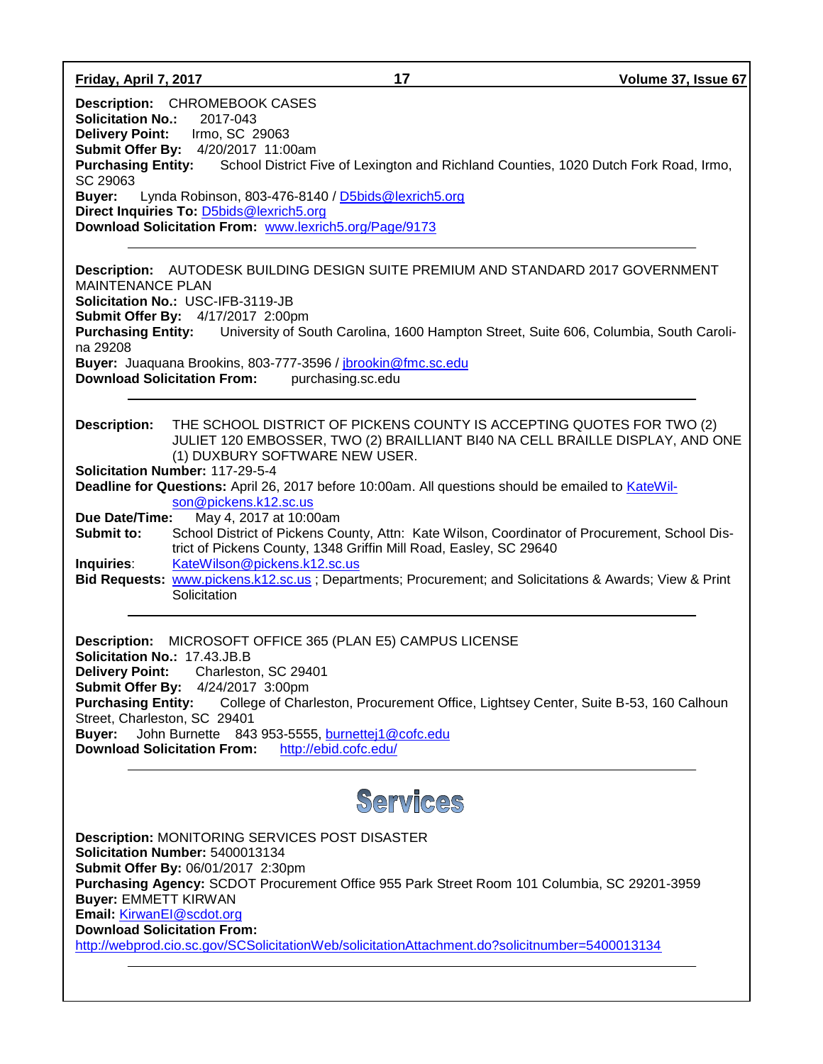**Description:** CHROMEBOOK CASES
**Solicitation No.:** 2017-043
**Delivery Point:** Irmo, SC 29063
**Submit Offer By:** 4/20/2017 11:00am
**Purchasing Entity:** School District Five of Lexington and Richland Counties, 1020 Dutch Fork Road, Irmo, SC 29063
**Buyer:** Lynda Robinson, 803-476-8140 / D5bids@lexrich5.org
**Direct Inquiries To:** D5bids@lexrich5.org
**Download Solicitation From:** www.lexrich5.org/Page/9173

---

**Description:** AUTODESK BUILDING DESIGN SUITE PREMIUM AND STANDARD 2017 GOVERNMENT MAINTENANCE PLAN
**Solicitation No.:** USC-IFB-3119-JB
**Submit Offer By:** 4/17/2017 2:00pm
**Purchasing Entity:** University of South Carolina, 1600 Hampton Street, Suite 606, Columbia, South Carolina 29208
**Buyer:** Juaquana Brookins, 803-777-3596 / jbrookin@fmc.sc.edu
**Download Solicitation From:** purchasing.sc.edu

---

**Description:** THE SCHOOL DISTRICT OF PICKENS COUNTY IS ACCEPTING QUOTES FOR TWO (2) JULIET 120 EMBOSSER, TWO (2) BRAILLIANT BI40 NA CELL BRAILLE DISPLAY, AND ONE (1) DUXBURY SOFTWARE NEW USER.
**Solicitation Number:** 117-29-5-4
**Deadline for Questions:** April 26, 2017 before 10:00am. All questions should be emailed to KateWilson@pickens.k12.sc.us
**Due Date/Time:** May 4, 2017 at 10:00am
**Submit to:** School District of Pickens County, Attn: Kate Wilson, Coordinator of Procurement, School District of Pickens County, 1348 Griffin Mill Road, Easley, SC 29640
**Inquiries**: KateWilson@pickens.k12.sc.us
**Bid Requests:** www.pickens.k12.sc.us ; Departments; Procurement; and Solicitations & Awards; View & Print Solicitation

---

**Description:** MICROSOFT OFFICE 365 (PLAN E5) CAMPUS LICENSE
**Solicitation No.:** 17.43.JB.B
**Delivery Point:** Charleston, SC 29401
**Submit Offer By:** 4/24/2017 3:00pm
**Purchasing Entity:** College of Charleston, Procurement Office, Lightsey Center, Suite B-53, 160 Calhoun Street, Charleston, SC 29401
**Buyer:** John Burnette 843 953-5555, burnettej1@cofc.edu
**Download Solicitation From:** http://ebid.cofc.edu/

---

# Services

**Description:** MONITORING SERVICES POST DISASTER
**Solicitation Number:** 5400013134
**Submit Offer By:** 06/01/2017 2:30pm
**Purchasing Agency:** SCDOT Procurement Office 955 Park Street Room 101 Columbia, SC 29201-3959
**Buyer:** EMMETT KIRWAN
**Email:** KirwanEI@scdot.org
**Download Solicitation From:**
http://webprod.cio.sc.gov/SCSolicitationWeb/solicitationAttachment.do?solicitnumber=5400013134

---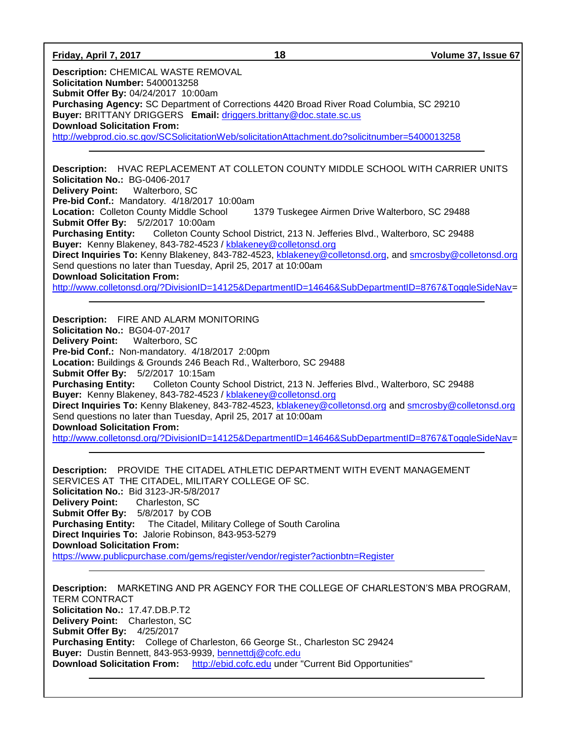**Description:** CHEMICAL WASTE REMOVAL
**Solicitation Number:** 5400013258
**Submit Offer By:** 04/24/2017 10:00am
**Purchasing Agency:** SC Department of Corrections 4420 Broad River Road Columbia, SC 29210
**Buyer:** BRITTANY DRIGGERS **Email:** driggers.brittany@doc.state.sc.us
**Download Solicitation From:**
http://webprod.cio.sc.gov/SCSolicitationWeb/solicitationAttachment.do?solicitnumber=5400013258

---

**Description:** HVAC REPLACEMENT AT COLLETON COUNTY MIDDLE SCHOOL WITH CARRIER UNITS
**Solicitation No.:** BG-0406-2017
**Delivery Point:** Walterboro, SC
**Pre-bid Conf.:** Mandatory. 4/18/2017 10:00am
**Location:** Colleton County Middle School 1379 Tuskegee Airmen Drive Walterboro, SC 29488
**Submit Offer By:** 5/2/2017 10:00am
**Purchasing Entity:** Colleton County School District, 213 N. Jefferies Blvd., Walterboro, SC 29488
**Buyer:** Kenny Blakeney, 843-782-4523 / kblakeney@colletonsd.org
**Direct Inquiries To:** Kenny Blakeney, 843-782-4523, kblakeney@colletonsd.org, and smcrosby@colletonsd.org
Send questions no later than Tuesday, April 25, 2017 at 10:00am
**Download Solicitation From:**
http://www.colletonsd.org/?DivisionID=14125&DepartmentID=14646&SubDepartmentID=8767&ToggleSideNav=

---

**Description:** FIRE AND ALARM MONITORING
**Solicitation No.:** BG04-07-2017
**Delivery Point:** Walterboro, SC
**Pre-bid Conf.:** Non-mandatory. 4/18/2017 2:00pm
**Location:** Buildings & Grounds 246 Beach Rd., Walterboro, SC 29488
**Submit Offer By:** 5/2/2017 10:15am
**Purchasing Entity:** Colleton County School District, 213 N. Jefferies Blvd., Walterboro, SC 29488
**Buyer:** Kenny Blakeney, 843-782-4523 / kblakeney@colletonsd.org
**Direct Inquiries To:** Kenny Blakeney, 843-782-4523, kblakeney@colletonsd.org and smcrosby@colletonsd.org
Send questions no later than Tuesday, April 25, 2017 at 10:00am
**Download Solicitation From:**
http://www.colletonsd.org/?DivisionID=14125&DepartmentID=14646&SubDepartmentID=8767&ToggleSideNav=

---

**Description:** PROVIDE THE CITADEL ATHLETIC DEPARTMENT WITH EVENT MANAGEMENT SERVICES AT THE CITADEL, MILITARY COLLEGE OF SC.
**Solicitation No.:** Bid 3123-JR-5/8/2017
**Delivery Point:** Charleston, SC
**Submit Offer By:** 5/8/2017 by COB
**Purchasing Entity:** The Citadel, Military College of South Carolina
**Direct Inquiries To:** Jalorie Robinson, 843-953-5279
**Download Solicitation From:**
https://www.publicpurchase.com/gems/register/vendor/register?actionbtn=Register

---

**Description:** MARKETING AND PR AGENCY FOR THE COLLEGE OF CHARLESTON'S MBA PROGRAM, TERM CONTRACT
**Solicitation No.:** 17.47.DB.P.T2
**Delivery Point:** Charleston, SC
**Submit Offer By:** 4/25/2017
**Purchasing Entity:** College of Charleston, 66 George St., Charleston SC 29424
**Buyer:** Dustin Bennett, 843-953-9939, bennettdj@cofc.edu
**Download Solicitation From:** http://ebid.cofc.edu under "Current Bid Opportunities"

---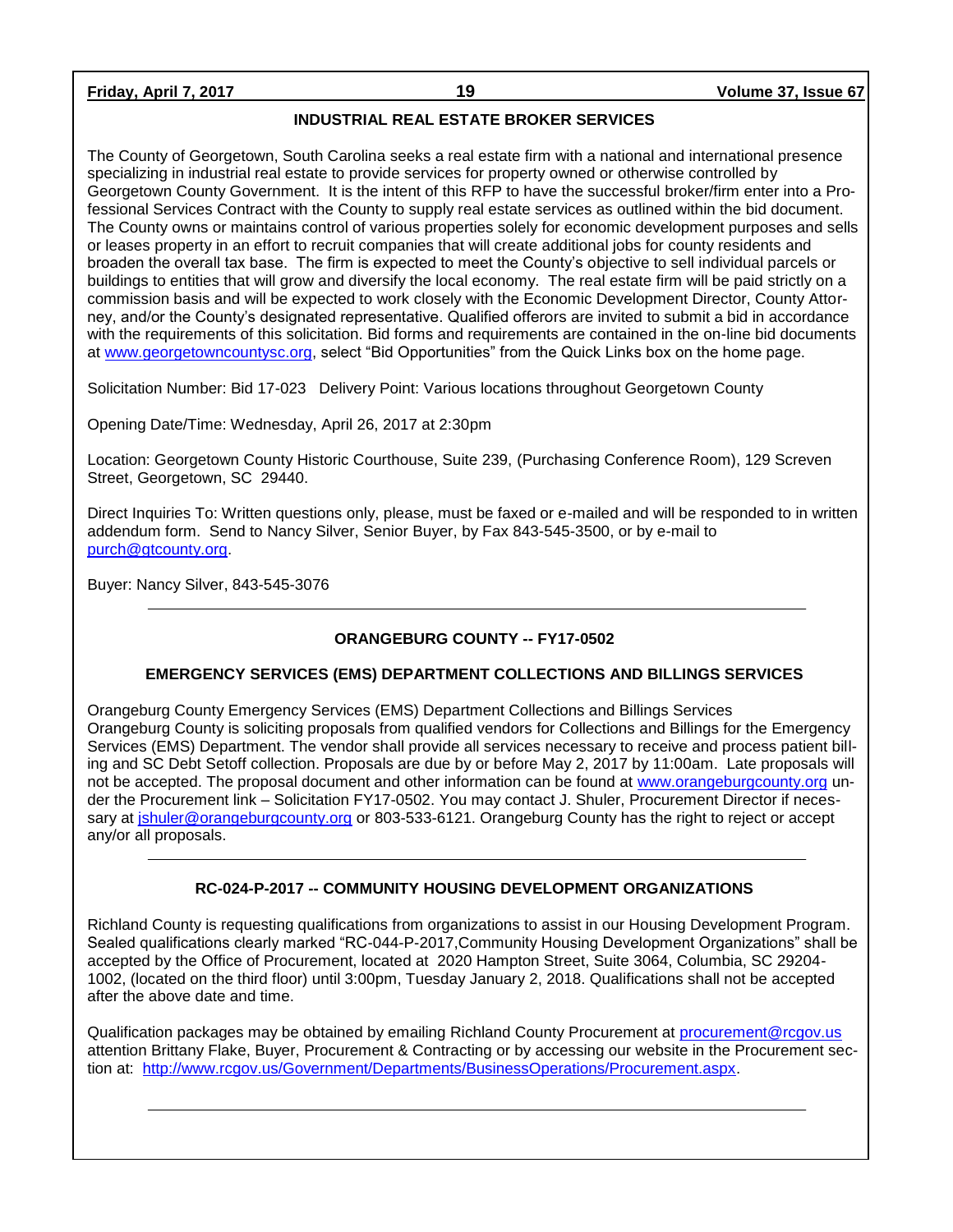## INDUSTRIAL REAL ESTATE BROKER SERVICES

The County of Georgetown, South Carolina seeks a real estate firm with a national and international presence specializing in industrial real estate to provide services for property owned or otherwise controlled by Georgetown County Government. It is the intent of this RFP to have the successful broker/firm enter into a Professional Services Contract with the County to supply real estate services as outlined within the bid document. The County owns or maintains control of various properties solely for economic development purposes and sells or leases property in an effort to recruit companies that will create additional jobs for county residents and broaden the overall tax base. The firm is expected to meet the County's objective to sell individual parcels or buildings to entities that will grow and diversify the local economy. The real estate firm will be paid strictly on a commission basis and will be expected to work closely with the Economic Development Director, County Attorney, and/or the County's designated representative. Qualified offerors are invited to submit a bid in accordance with the requirements of this solicitation. Bid forms and requirements are contained in the on-line bid documents at www.georgetowncountysc.org, select "Bid Opportunities" from the Quick Links box on the home page.

Solicitation Number: Bid 17-023 Delivery Point: Various locations throughout Georgetown County

Opening Date/Time: Wednesday, April 26, 2017 at 2:30pm

Location: Georgetown County Historic Courthouse, Suite 239, (Purchasing Conference Room), 129 Screven Street, Georgetown, SC 29440.

Direct Inquiries To: Written questions only, please, must be faxed or e-mailed and will be responded to in written addendum form. Send to Nancy Silver, Senior Buyer, by Fax 843-545-3500, or by e-mail to purch@gtcounty.org.

Buyer: Nancy Silver, 843-545-3076

---

## ORANGEBURG COUNTY -- FY17-0502

## EMERGENCY SERVICES (EMS) DEPARTMENT COLLECTIONS AND BILLINGS SERVICES

Orangeburg County Emergency Services (EMS) Department Collections and Billings Services
Orangeburg County is soliciting proposals from qualified vendors for Collections and Billings for the Emergency Services (EMS) Department. The vendor shall provide all services necessary to receive and process patient billing and SC Debt Setoff collection. Proposals are due by or before May 2, 2017 by 11:00am. Late proposals will not be accepted. The proposal document and other information can be found at www.orangeburgcounty.org under the Procurement link – Solicitation FY17-0502. You may contact J. Shuler, Procurement Director if necessary at jshuler@orangeburgcounty.org or 803-533-6121. Orangeburg County has the right to reject or accept any/or all proposals.

---

## RC-024-P-2017 -- COMMUNITY HOUSING DEVELOPMENT ORGANIZATIONS

Richland County is requesting qualifications from organizations to assist in our Housing Development Program. Sealed qualifications clearly marked "RC-044-P-2017,Community Housing Development Organizations" shall be accepted by the Office of Procurement, located at 2020 Hampton Street, Suite 3064, Columbia, SC 29204-1002, (located on the third floor) until 3:00pm, Tuesday January 2, 2018. Qualifications shall not be accepted after the above date and time.

Qualification packages may be obtained by emailing Richland County Procurement at procurement@rcgov.us attention Brittany Flake, Buyer, Procurement & Contracting or by accessing our website in the Procurement section at: http://www.rcgov.us/Government/Departments/BusinessOperations/Procurement.aspx.

---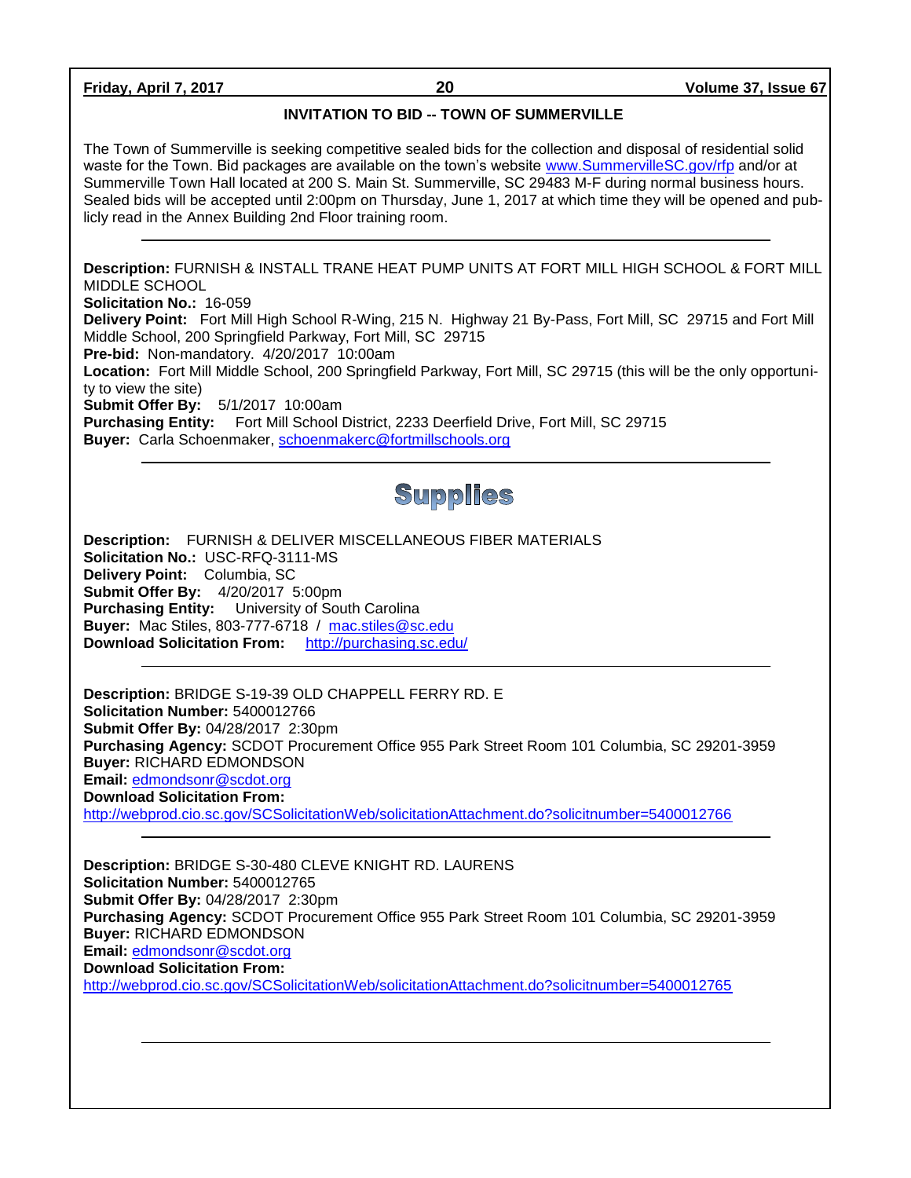## INVITATION TO BID -- TOWN OF SUMMERVILLE

The Town of Summerville is seeking competitive sealed bids for the collection and disposal of residential solid waste for the Town. Bid packages are available on the town's website www.SummervilleSC.gov/rfp and/or at Summerville Town Hall located at 200 S. Main St. Summerville, SC 29483 M-F during normal business hours. Sealed bids will be accepted until 2:00pm on Thursday, June 1, 2017 at which time they will be opened and publicly read in the Annex Building 2nd Floor training room.

---

**Description:** FURNISH & INSTALL TRANE HEAT PUMP UNITS AT FORT MILL HIGH SCHOOL & FORT MILL MIDDLE SCHOOL
**Solicitation No.:** 16-059
**Delivery Point:** Fort Mill High School R-Wing, 215 N. Highway 21 By-Pass, Fort Mill, SC 29715 and Fort Mill Middle School, 200 Springfield Parkway, Fort Mill, SC 29715
**Pre-bid:** Non-mandatory. 4/20/2017 10:00am
**Location:** Fort Mill Middle School, 200 Springfield Parkway, Fort Mill, SC 29715 (this will be the only opportunity to view the site)
**Submit Offer By:** 5/1/2017 10:00am
**Purchasing Entity:** Fort Mill School District, 2233 Deerfield Drive, Fort Mill, SC 29715
**Buyer:** Carla Schoenmaker, schoenmakerc@fortmillschools.org

---

# Supplies

**Description:** FURNISH & DELIVER MISCELLANEOUS FIBER MATERIALS
**Solicitation No.:** USC-RFQ-3111-MS
**Delivery Point:** Columbia, SC
**Submit Offer By:** 4/20/2017 5:00pm
**Purchasing Entity:** University of South Carolina
**Buyer:** Mac Stiles, 803-777-6718 / mac.stiles@sc.edu
**Download Solicitation From:** http://purchasing.sc.edu/

---

**Description:** BRIDGE S-19-39 OLD CHAPPELL FERRY RD. E
**Solicitation Number:** 5400012766
**Submit Offer By:** 04/28/2017 2:30pm
**Purchasing Agency:** SCDOT Procurement Office 955 Park Street Room 101 Columbia, SC 29201-3959
**Buyer:** RICHARD EDMONDSON
**Email:** edmondsonr@scdot.org
**Download Solicitation From:**
http://webprod.cio.sc.gov/SCSolicitationWeb/solicitationAttachment.do?solicitnumber=5400012766

---

**Description:** BRIDGE S-30-480 CLEVE KNIGHT RD. LAURENS
**Solicitation Number:** 5400012765
**Submit Offer By:** 04/28/2017 2:30pm
**Purchasing Agency:** SCDOT Procurement Office 955 Park Street Room 101 Columbia, SC 29201-3959
**Buyer:** RICHARD EDMONDSON
**Email:** edmondsonr@scdot.org
**Download Solicitation From:**
http://webprod.cio.sc.gov/SCSolicitationWeb/solicitationAttachment.do?solicitnumber=5400012765

---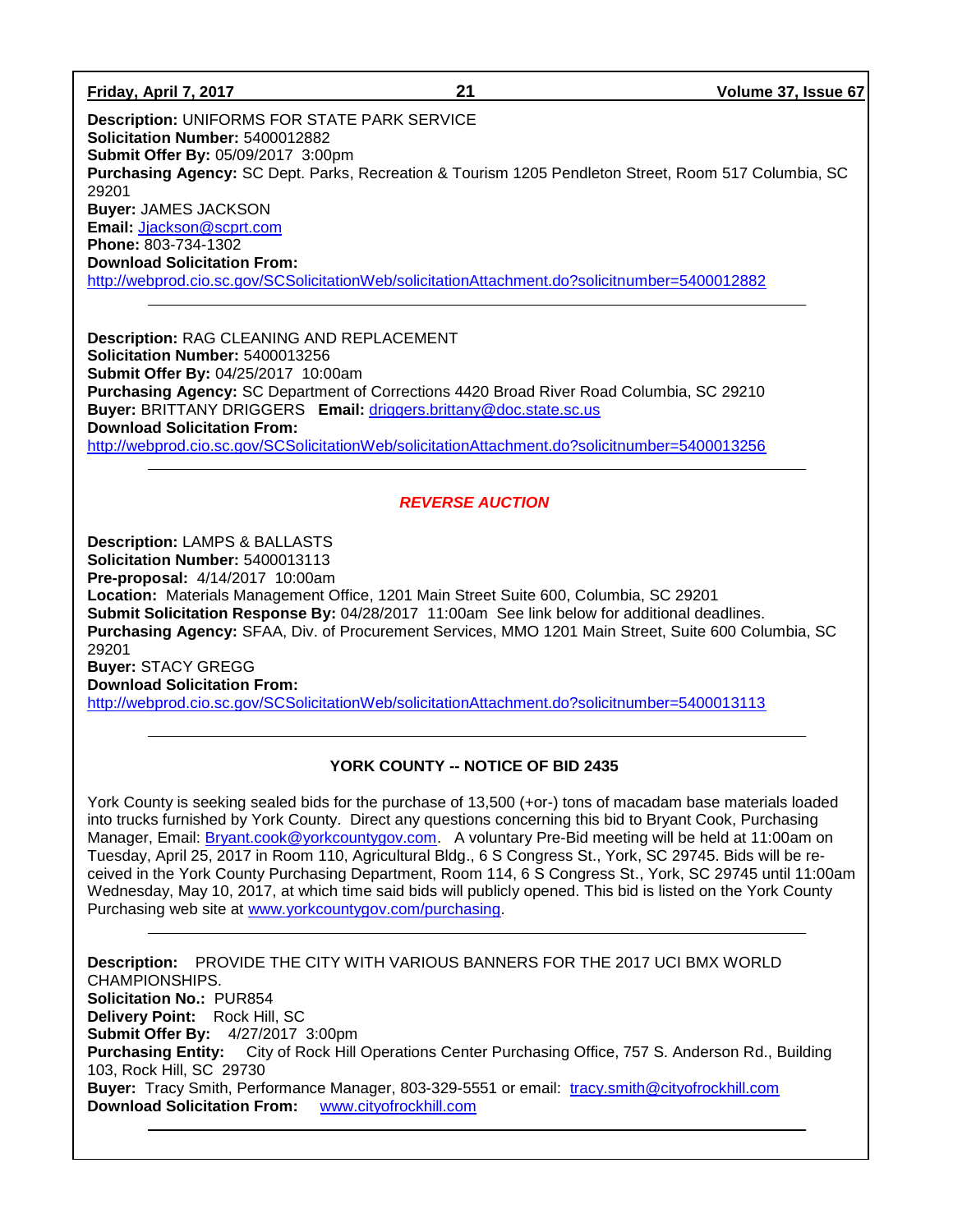**Description:** UNIFORMS FOR STATE PARK SERVICE
**Solicitation Number:** 5400012882
**Submit Offer By:** 05/09/2017 3:00pm
**Purchasing Agency:** SC Dept. Parks, Recreation & Tourism 1205 Pendleton Street, Room 517 Columbia, SC 29201
**Buyer:** JAMES JACKSON
**Email:** Jjackson@scprt.com
**Phone:** 803-734-1302
**Download Solicitation From:**
http://webprod.cio.sc.gov/SCSolicitationWeb/solicitationAttachment.do?solicitnumber=5400012882

---

**Description:** RAG CLEANING AND REPLACEMENT
**Solicitation Number:** 5400013256
**Submit Offer By:** 04/25/2017 10:00am
**Purchasing Agency:** SC Department of Corrections 4420 Broad River Road Columbia, SC 29210
**Buyer:** BRITTANY DRIGGERS **Email:** driggers.brittany@doc.state.sc.us
**Download Solicitation From:**
http://webprod.cio.sc.gov/SCSolicitationWeb/solicitationAttachment.do?solicitnumber=5400013256

---

***REVERSE AUCTION***

**Description:** LAMPS & BALLASTS
**Solicitation Number:** 5400013113
**Pre-proposal:** 4/14/2017 10:00am
**Location:** Materials Management Office, 1201 Main Street Suite 600, Columbia, SC 29201
**Submit Solicitation Response By:** 04/28/2017 11:00am See link below for additional deadlines.
**Purchasing Agency:** SFAA, Div. of Procurement Services, MMO 1201 Main Street, Suite 600 Columbia, SC 29201
**Buyer:** STACY GREGG
**Download Solicitation From:**
http://webprod.cio.sc.gov/SCSolicitationWeb/solicitationAttachment.do?solicitnumber=5400013113

---

**YORK COUNTY -- NOTICE OF BID 2435**

York County is seeking sealed bids for the purchase of 13,500 (+or-) tons of macadam base materials loaded into trucks furnished by York County. Direct any questions concerning this bid to Bryant Cook, Purchasing Manager, Email: Bryant.cook@yorkcountygov.com. A voluntary Pre-Bid meeting will be held at 11:00am on Tuesday, April 25, 2017 in Room 110, Agricultural Bldg., 6 S Congress St., York, SC 29745. Bids will be received in the York County Purchasing Department, Room 114, 6 S Congress St., York, SC 29745 until 11:00am Wednesday, May 10, 2017, at which time said bids will publicly opened. This bid is listed on the York County Purchasing web site at www.yorkcountygov.com/purchasing.

---

**Description:** PROVIDE THE CITY WITH VARIOUS BANNERS FOR THE 2017 UCI BMX WORLD CHAMPIONSHIPS.
**Solicitation No.:** PUR854
**Delivery Point:** Rock Hill, SC
**Submit Offer By:** 4/27/2017 3:00pm
**Purchasing Entity:** City of Rock Hill Operations Center Purchasing Office, 757 S. Anderson Rd., Building 103, Rock Hill, SC 29730
**Buyer:** Tracy Smith, Performance Manager, 803-329-5551 or email: tracy.smith@cityofrockhill.com
**Download Solicitation From:** www.cityofrockhill.com

---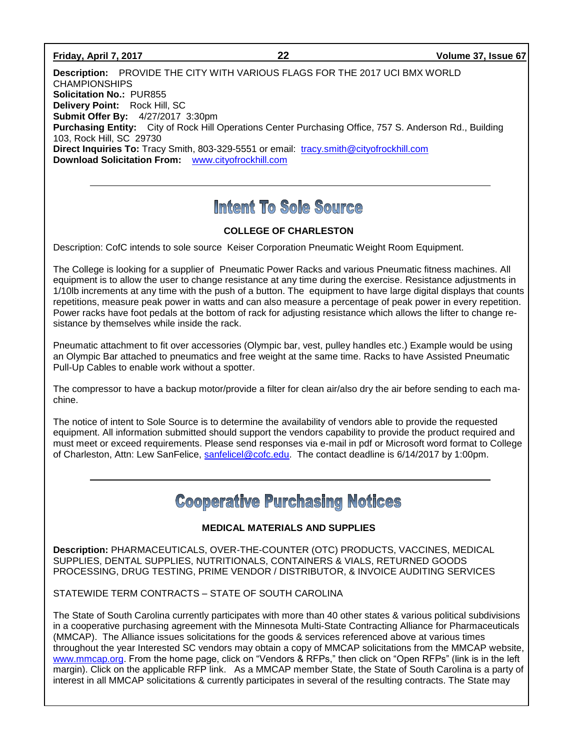**Description:** PROVIDE THE CITY WITH VARIOUS FLAGS FOR THE 2017 UCI BMX WORLD CHAMPIONSHIPS
**Solicitation No.:** PUR855
**Delivery Point:** Rock Hill, SC
**Submit Offer By:** 4/27/2017 3:30pm
**Purchasing Entity:** City of Rock Hill Operations Center Purchasing Office, 757 S. Anderson Rd., Building 103, Rock Hill, SC 29730
**Direct Inquiries To:** Tracy Smith, 803-329-5551 or email: tracy.smith@cityofrockhill.com
**Download Solicitation From:** www.cityofrockhill.com

---

# Intent To Sole Source

### COLLEGE OF CHARLESTON

Description: CofC intends to sole source Keiser Corporation Pneumatic Weight Room Equipment.

The College is looking for a supplier of Pneumatic Power Racks and various Pneumatic fitness machines. All equipment is to allow the user to change resistance at any time during the exercise. Resistance adjustments in 1/10lb increments at any time with the push of a button. The equipment to have large digital displays that counts repetitions, measure peak power in watts and can also measure a percentage of peak power in every repetition. Power racks have foot pedals at the bottom of rack for adjusting resistance which allows the lifter to change resistance by themselves while inside the rack.

Pneumatic attachment to fit over accessories (Olympic bar, vest, pulley handles etc.) Example would be using an Olympic Bar attached to pneumatics and free weight at the same time. Racks to have Assisted Pneumatic Pull-Up Cables to enable work without a spotter.

The compressor to have a backup motor/provide a filter for clean air/also dry the air before sending to each machine.

The notice of intent to Sole Source is to determine the availability of vendors able to provide the requested equipment. All information submitted should support the vendors capability to provide the product required and must meet or exceed requirements. Please send responses via e-mail in pdf or Microsoft word format to College of Charleston, Attn: Lew SanFelice, sanfelicel@cofc.edu. The contact deadline is 6/14/2017 by 1:00pm.

---

# Cooperative Purchasing Notices

### MEDICAL MATERIALS AND SUPPLIES

**Description:** PHARMACEUTICALS, OVER-THE-COUNTER (OTC) PRODUCTS, VACCINES, MEDICAL SUPPLIES, DENTAL SUPPLIES, NUTRITIONALS, CONTAINERS & VIALS, RETURNED GOODS PROCESSING, DRUG TESTING, PRIME VENDOR / DISTRIBUTOR, & INVOICE AUDITING SERVICES

STATEWIDE TERM CONTRACTS – STATE OF SOUTH CAROLINA

The State of South Carolina currently participates with more than 40 other states & various political subdivisions in a cooperative purchasing agreement with the Minnesota Multi-State Contracting Alliance for Pharmaceuticals (MMCAP). The Alliance issues solicitations for the goods & services referenced above at various times throughout the year Interested SC vendors may obtain a copy of MMCAP solicitations from the MMCAP website, www.mmcap.org. From the home page, click on "Vendors & RFPs," then click on "Open RFPs" (link is in the left margin). Click on the applicable RFP link. As a MMCAP member State, the State of South Carolina is a party of interest in all MMCAP solicitations & currently participates in several of the resulting contracts. The State may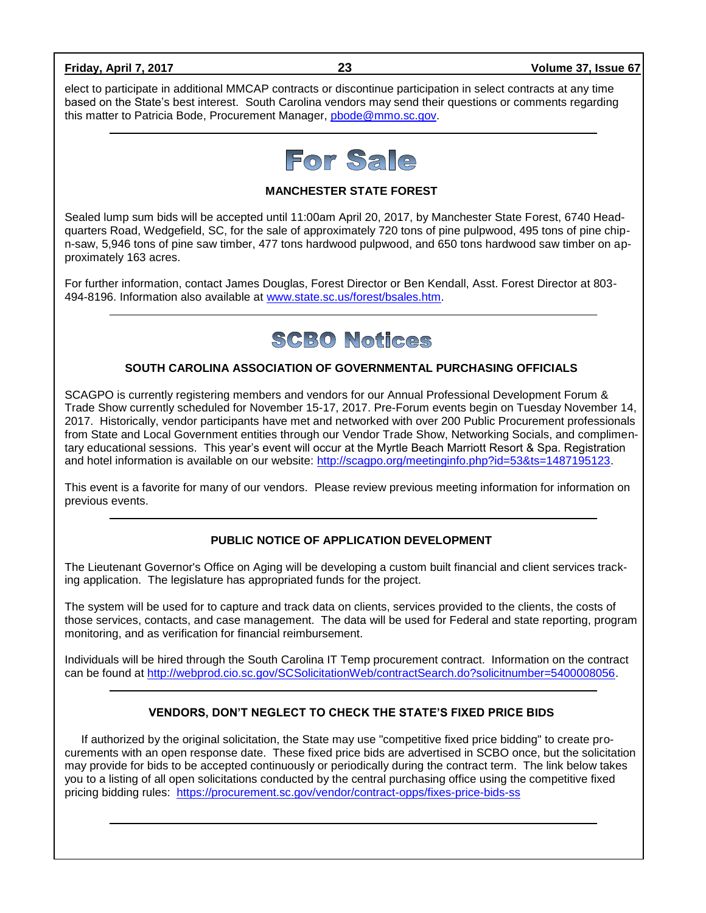elect to participate in additional MMCAP contracts or discontinue participation in select contracts at any time based on the State's best interest. South Carolina vendors may send their questions or comments regarding this matter to Patricia Bode, Procurement Manager, pbode@mmo.sc.gov.

# For Sale

### MANCHESTER STATE FOREST

Sealed lump sum bids will be accepted until 11:00am April 20, 2017, by Manchester State Forest, 6740 Headquarters Road, Wedgefield, SC, for the sale of approximately 720 tons of pine pulpwood, 495 tons of pine chip-n-saw, 5,946 tons of pine saw timber, 477 tons hardwood pulpwood, and 650 tons hardwood saw timber on approximately 163 acres.

For further information, contact James Douglas, Forest Director or Ben Kendall, Asst. Forest Director at 803-494-8196. Information also available at www.state.sc.us/forest/bsales.htm.

# SCBO Notices

### SOUTH CAROLINA ASSOCIATION OF GOVERNMENTAL PURCHASING OFFICIALS

SCAGPO is currently registering members and vendors for our Annual Professional Development Forum & Trade Show currently scheduled for November 15-17, 2017. Pre-Forum events begin on Tuesday November 14, 2017. Historically, vendor participants have met and networked with over 200 Public Procurement professionals from State and Local Government entities through our Vendor Trade Show, Networking Socials, and complimentary educational sessions. This year's event will occur at the Myrtle Beach Marriott Resort & Spa. Registration and hotel information is available on our website: http://scagpo.org/meetinginfo.php?id=53&ts=1487195123.

This event is a favorite for many of our vendors. Please review previous meeting information for information on previous events.

### PUBLIC NOTICE OF APPLICATION DEVELOPMENT

The Lieutenant Governor's Office on Aging will be developing a custom built financial and client services tracking application. The legislature has appropriated funds for the project.

The system will be used for to capture and track data on clients, services provided to the clients, the costs of those services, contacts, and case management. The data will be used for Federal and state reporting, program monitoring, and as verification for financial reimbursement.

Individuals will be hired through the South Carolina IT Temp procurement contract. Information on the contract can be found at http://webprod.cio.sc.gov/SCSolicitationWeb/contractSearch.do?solicitnumber=5400008056.

### VENDORS, DON'T NEGLECT TO CHECK THE STATE'S FIXED PRICE BIDS

If authorized by the original solicitation, the State may use "competitive fixed price bidding" to create procurements with an open response date. These fixed price bids are advertised in SCBO once, but the solicitation may provide for bids to be accepted continuously or periodically during the contract term. The link below takes you to a listing of all open solicitations conducted by the central purchasing office using the competitive fixed pricing bidding rules: https://procurement.sc.gov/vendor/contract-opps/fixes-price-bids-ss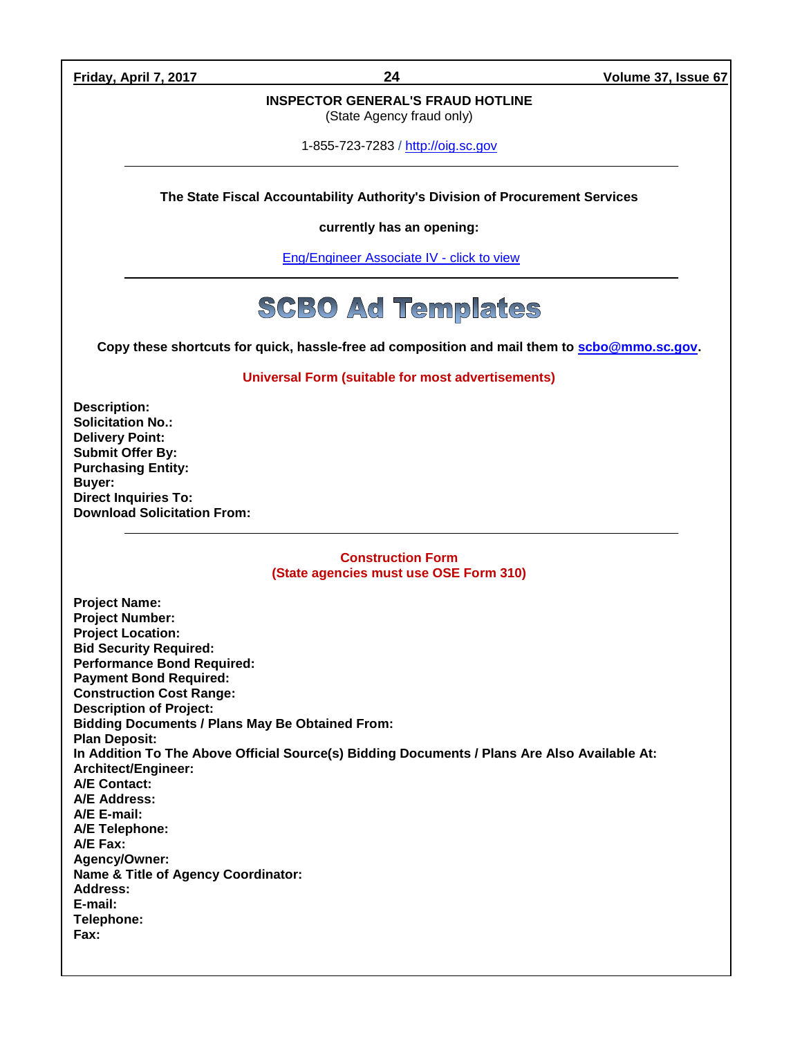**INSPECTOR GENERAL'S FRAUD HOTLINE**
(State Agency fraud only)

1-855-723-7283 / http://oig.sc.gov

---

**The State Fiscal Accountability Authority's Division of Procurement Services**

**currently has an opening:**

Eng/Engineer Associate IV - click to view

---

# SCBO Ad Templates

**Copy these shortcuts for quick, hassle-free ad composition and mail them to scbo@mmo.sc.gov.**

**Universal Form (suitable for most advertisements)**

**Description:**
**Solicitation No.:**
**Delivery Point:**
**Submit Offer By:**
**Purchasing Entity:**
**Buyer:**
**Direct Inquiries To:**
**Download Solicitation From:**

---

**Construction Form**
**(State agencies must use OSE Form 310)**

**Project Name:**
**Project Number:**
**Project Location:**
**Bid Security Required:**
**Performance Bond Required:**
**Payment Bond Required:**
**Construction Cost Range:**
**Description of Project:**
**Bidding Documents / Plans May Be Obtained From:**
**Plan Deposit:**
**In Addition To The Above Official Source(s) Bidding Documents / Plans Are Also Available At:**
**Architect/Engineer:**
**A/E Contact:**
**A/E Address:**
**A/E E-mail:**
**A/E Telephone:**
**A/E Fax:**
**Agency/Owner:**
**Name & Title of Agency Coordinator:**
**Address:**
**E-mail:**
**Telephone:**
**Fax:**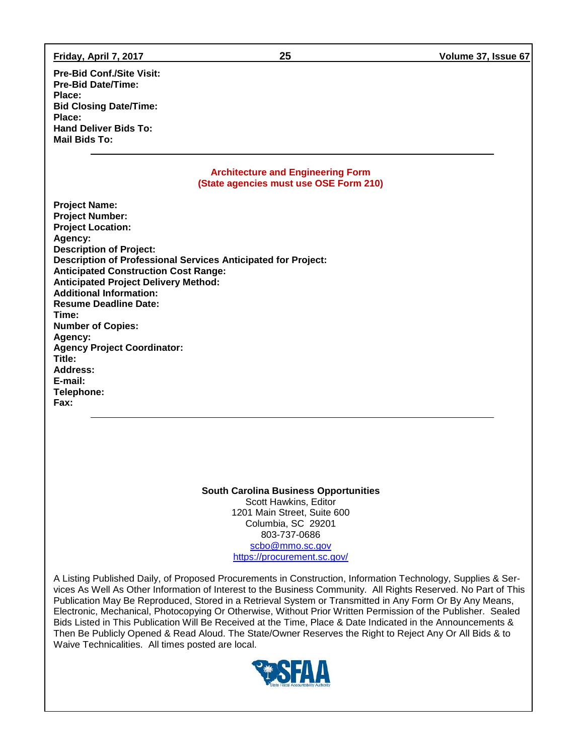**Pre-Bid Conf./Site Visit:**
**Pre-Bid Date/Time:**
**Place:**
**Bid Closing Date/Time:**
**Place:**
**Hand Deliver Bids To:**
**Mail Bids To:**

---

**Architecture and Engineering Form**
**(State agencies must use OSE Form 210)**

**Project Name:**
**Project Number:**
**Project Location:**
**Agency:**
**Description of Project:**
**Description of Professional Services Anticipated for Project:**
**Anticipated Construction Cost Range:**
**Anticipated Project Delivery Method:**
**Additional Information:**
**Resume Deadline Date:**
**Time:**
**Number of Copies:**
**Agency:**
**Agency Project Coordinator:**
**Title:**
**Address:**
**E-mail:**
**Telephone:**
**Fax:**

---

**South Carolina Business Opportunities**
Scott Hawkins, Editor
1201 Main Street, Suite 600
Columbia, SC 29201
803-737-0686
scbo@mmo.sc.gov
https://procurement.sc.gov/

A Listing Published Daily, of Proposed Procurements in Construction, Information Technology, Supplies & Services As Well As Other Information of Interest to the Business Community. All Rights Reserved. No Part of This Publication May Be Reproduced, Stored in a Retrieval System or Transmitted in Any Form Or By Any Means, Electronic, Mechanical, Photocopying Or Otherwise, Without Prior Written Permission of the Publisher. Sealed Bids Listed in This Publication Will Be Received at the Time, Place & Date Indicated in the Announcements & Then Be Publicly Opened & Read Aloud. The State/Owner Reserves the Right to Reject Any Or All Bids & to Waive Technicalities. All times posted are local.

SFAA
State Fiscal Accountability Authority